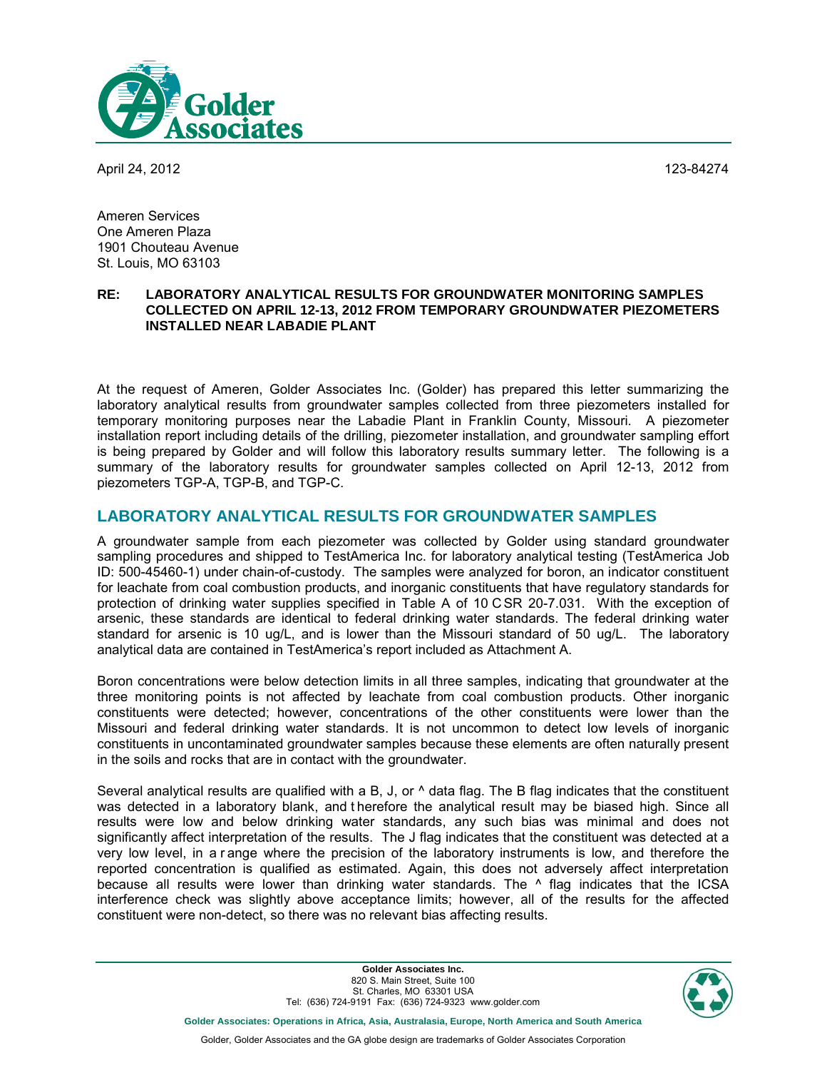April 24, 2012 123-84274

Ameren Services
One Ameren Plaza
1901 Chouteau Avenue
St. Louis, MO 63103

**RE: LABORATORY ANALYTICAL RESULTS FOR GROUNDWATER MONITORING SAMPLES COLLECTED ON APRIL 12-13, 2012 FROM TEMPORARY GROUNDWATER PIEZOMETERS INSTALLED NEAR LABADIE PLANT**

At the request of Ameren, Golder Associates Inc. (Golder) has prepared this letter summarizing the laboratory analytical results from groundwater samples collected from three piezometers installed for temporary monitoring purposes near the Labadie Plant in Franklin County, Missouri. A piezometer installation report including details of the drilling, piezometer installation, and groundwater sampling effort is being prepared by Golder and will follow this laboratory results summary letter. The following is a summary of the laboratory results for groundwater samples collected on April 12-13, 2012 from piezometers TGP-A, TGP-B, and TGP-C.

## LABORATORY ANALYTICAL RESULTS FOR GROUNDWATER SAMPLES

A groundwater sample from each piezometer was collected by Golder using standard groundwater sampling procedures and shipped to TestAmerica Inc. for laboratory analytical testing (TestAmerica Job ID: 500-45460-1) under chain-of-custody. The samples were analyzed for boron, an indicator constituent for leachate from coal combustion products, and inorganic constituents that have regulatory standards for protection of drinking water supplies specified in Table A of 10 CSR 20-7.031. With the exception of arsenic, these standards are identical to federal drinking water standards. The federal drinking water standard for arsenic is 10 ug/L, and is lower than the Missouri standard of 50 ug/L. The laboratory analytical data are contained in TestAmerica's report included as Attachment A.

Boron concentrations were below detection limits in all three samples, indicating that groundwater at the three monitoring points is not affected by leachate from coal combustion products. Other inorganic constituents were detected; however, concentrations of the other constituents were lower than the Missouri and federal drinking water standards. It is not uncommon to detect low levels of inorganic constituents in uncontaminated groundwater samples because these elements are often naturally present in the soils and rocks that are in contact with the groundwater.

Several analytical results are qualified with a B, J, or ^ data flag. The B flag indicates that the constituent was detected in a laboratory blank, and therefore the analytical result may be biased high. Since all results were low and below drinking water standards, any such bias was minimal and does not significantly affect interpretation of the results. The J flag indicates that the constituent was detected at a very low level, in a range where the precision of the laboratory instruments is low, and therefore the reported concentration is qualified as estimated. Again, this does not adversely affect interpretation because all results were lower than drinking water standards. The ^ flag indicates that the ICSA interference check was slightly above acceptance limits; however, all of the results for the affected constituent were non-detect, so there was no relevant bias affecting results.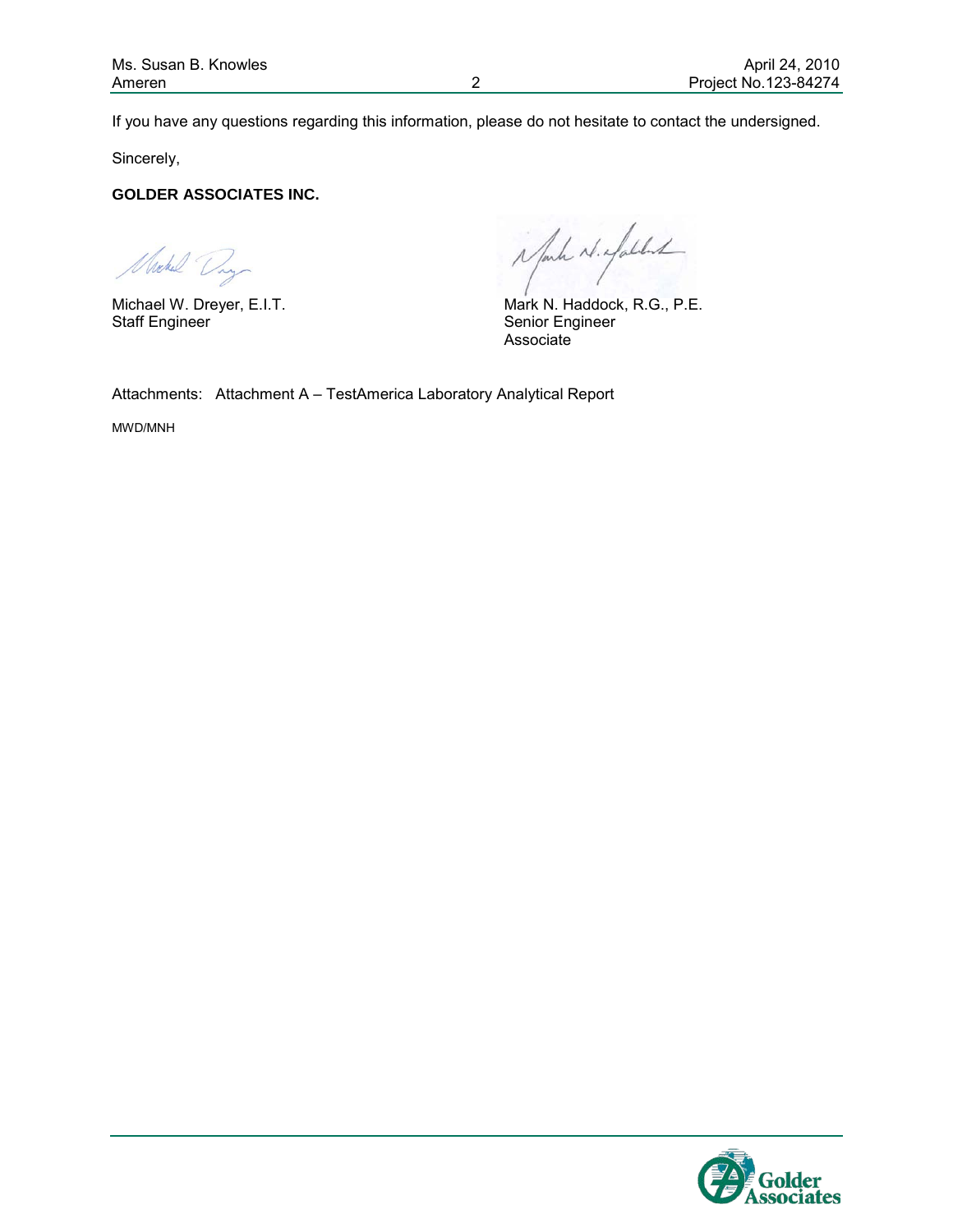If you have any questions regarding this information, please do not hesitate to contact the undersigned.

Sincerely,

**GOLDER ASSOCIATES INC.**

Michael W. Dreyer, E.I.T.
Staff Engineer

Mark N. Haddock, R.G., P.E.
Senior Engineer
Associate

Attachments: Attachment A – TestAmerica Laboratory Analytical Report

MWD/MNH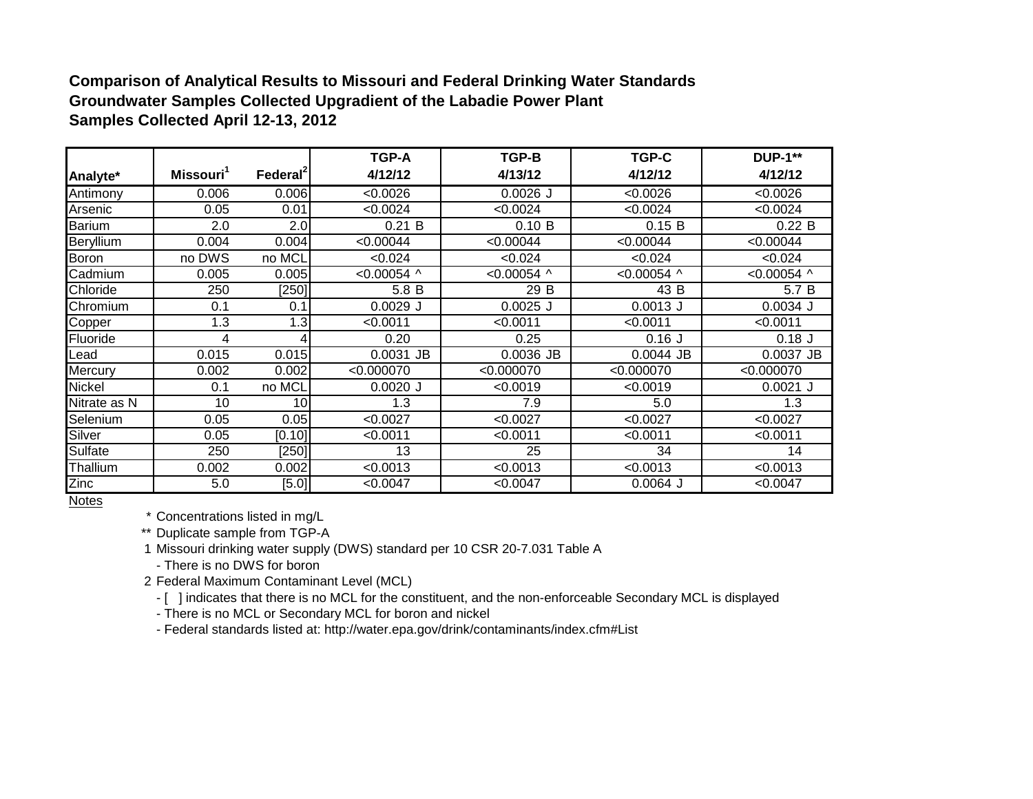**Comparison of Analytical Results to Missouri and Federal Drinking Water Standards**
**Groundwater Samples Collected Upgradient of the Labadie Power Plant**
**Samples Collected April 12-13, 2012**

| Analyte* | Missouri[1] | Federal[2] | TGP-A 4/12/12 | TGP-B 4/13/12 | TGP-C 4/12/12 | DUP-1** 4/12/12 |
|---|---|---|---|---|---|---|
| Antimony | 0.006 | 0.006 | <0.0026 | 0.0026 J | <0.0026 | <0.0026 |
| Arsenic | 0.05 | 0.01 | <0.0024 | <0.0024 | <0.0024 | <0.0024 |
| Barium | 2.0 | 2.0 | 0.21 B | 0.10 B | 0.15 B | 0.22 B |
| Beryllium | 0.004 | 0.004 | <0.00044 | <0.00044 | <0.00044 | <0.00044 |
| Boron | no DWS | no MCL | <0.024 | <0.024 | <0.024 | <0.024 |
| Cadmium | 0.005 | 0.005 | <0.00054 ^ | <0.00054 ^ | <0.00054 ^ | <0.00054 ^ |
| Chloride | 250 | [250] | 5.8 B | 29 B | 43 B | 5.7 B |
| Chromium | 0.1 | 0.1 | 0.0029 J | 0.0025 J | 0.0013 J | 0.0034 J |
| Copper | 1.3 | 1.3 | <0.0011 | <0.0011 | <0.0011 | <0.0011 |
| Fluoride | 4 | 4 | 0.20 | 0.25 | 0.16 J | 0.18 J |
| Lead | 0.015 | 0.015 | 0.0031 JB | 0.0036 JB | 0.0044 JB | 0.0037 JB |
| Mercury | 0.002 | 0.002 | <0.000070 | <0.000070 | <0.000070 | <0.000070 |
| Nickel | 0.1 | no MCL | 0.0020 J | <0.0019 | <0.0019 | 0.0021 J |
| Nitrate as N | 10 | 10 | 1.3 | 7.9 | 5.0 | 1.3 |
| Selenium | 0.05 | 0.05 | <0.0027 | <0.0027 | <0.0027 | <0.0027 |
| Silver | 0.05 | [0.10] | <0.0011 | <0.0011 | <0.0011 | <0.0011 |
| Sulfate | 250 | [250] | 13 | 25 | 34 | 14 |
| Thallium | 0.002 | 0.002 | <0.0013 | <0.0013 | <0.0013 | <0.0013 |
| Zinc | 5.0 | [5.0] | <0.0047 | <0.0047 | 0.0064 J | <0.0047 |

Notes

\* Concentrations listed in mg/L

** Duplicate sample from TGP-A

1 Missouri drinking water supply (DWS) standard per 10 CSR 20-7.031 Table A
- There is no DWS for boron

2 Federal Maximum Contaminant Level (MCL)
- [ ] indicates that there is no MCL for the constituent, and the non-enforceable Secondary MCL is displayed
- There is no MCL or Secondary MCL for boron and nickel
- Federal standards listed at: http://water.epa.gov/drink/contaminants/index.cfm#List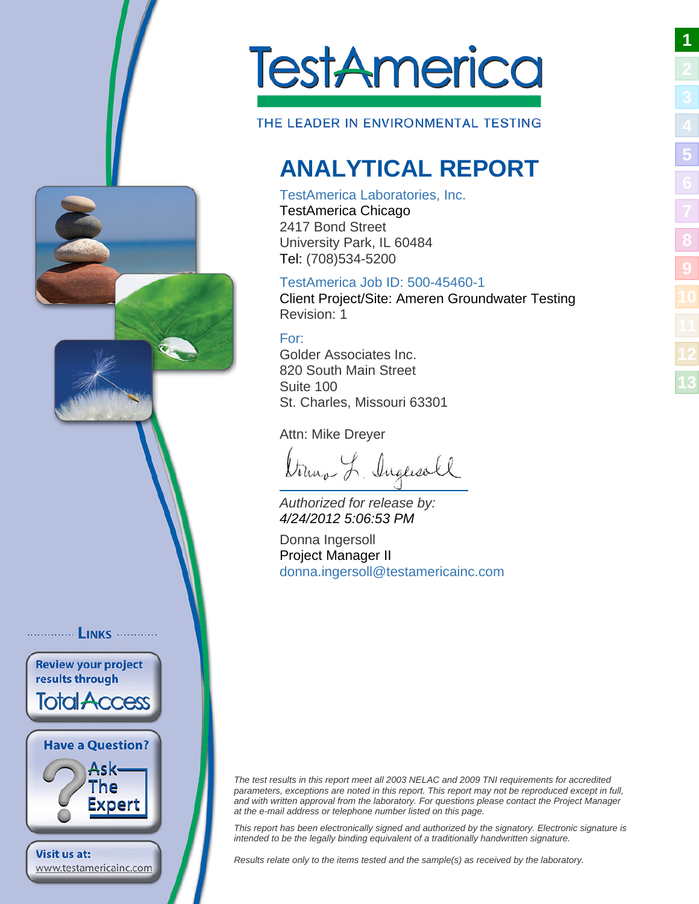# TestAmerica

THE LEADER IN ENVIRONMENTAL TESTING

## ANALYTICAL REPORT

TestAmerica Laboratories, Inc.
TestAmerica Chicago
2417 Bond Street
University Park, IL 60484
Tel: (708)534-5200

TestAmerica Job ID: 500-45460-1
Client Project/Site: Ameren Groundwater Testing
Revision: 1

For:
Golder Associates Inc.
820 South Main Street
Suite 100
St. Charles, Missouri 63301

Attn: Mike Dreyer

*Authorized for release by:*
*4/24/2012 5:06:53 PM*

Donna Ingersoll
Project Manager II
donna.ingersoll@testamericainc.com

LINKS

Review your project results through TotalAccess

Have a Question? Ask The Expert

Visit us at: www.testamericainc.com

*The test results in this report meet all 2003 NELAC and 2009 TNI requirements for accredited parameters, exceptions are noted in this report. This report may not be reproduced except in full, and with written approval from the laboratory. For questions please contact the Project Manager at the e-mail address or telephone number listed on this page.*

*This report has been electronically signed and authorized by the signatory. Electronic signature is intended to be the legally binding equivalent of a traditionally handwritten signature.*

*Results relate only to the items tested and the sample(s) as received by the laboratory.*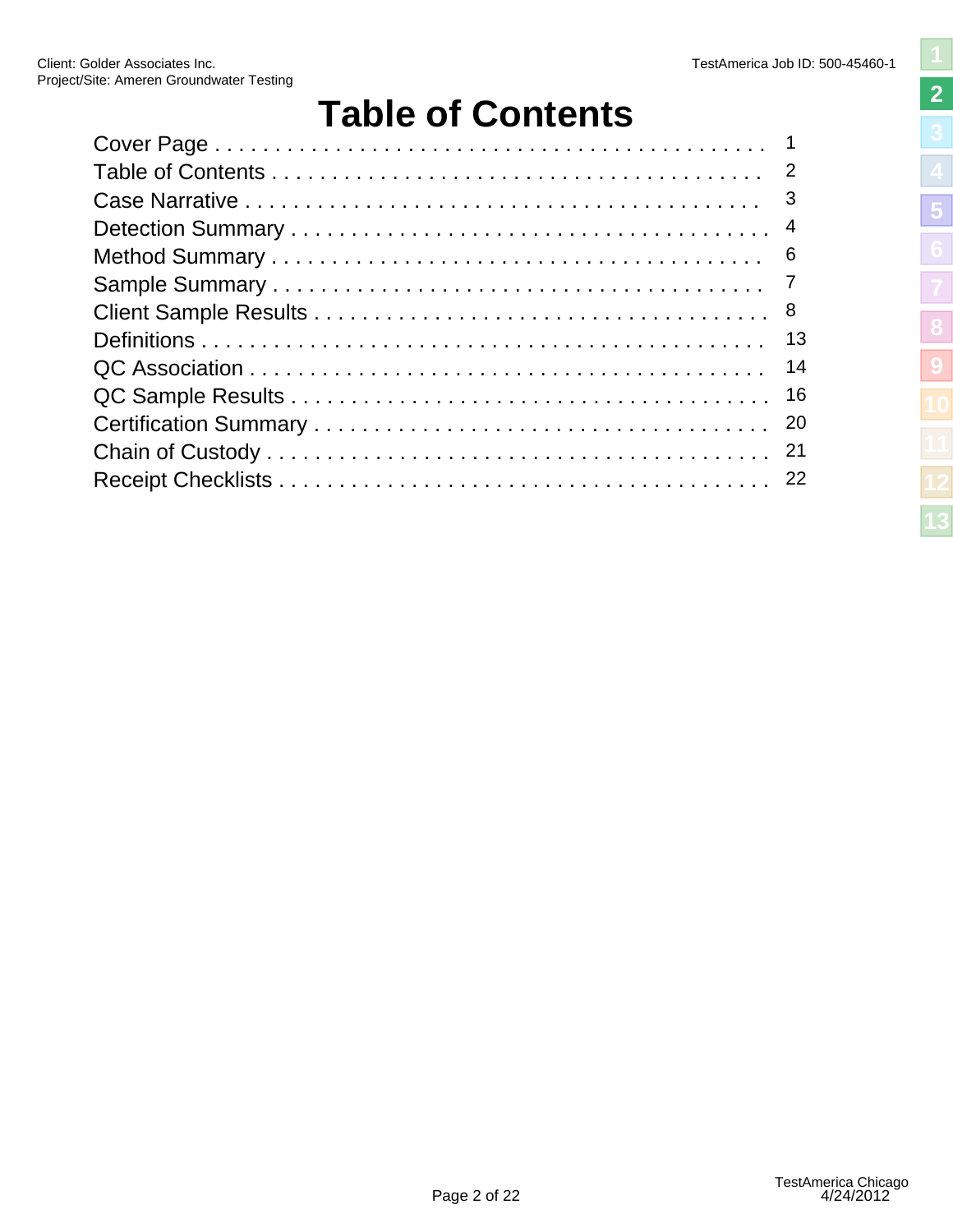# Table of Contents

| Section | Page |
|---|---|
| Cover Page | 1 |
| Table of Contents | 2 |
| Case Narrative | 3 |
| Detection Summary | 4 |
| Method Summary | 6 |
| Sample Summary | 7 |
| Client Sample Results | 8 |
| Definitions | 13 |
| QC Association | 14 |
| QC Sample Results | 16 |
| Certification Summary | 20 |
| Chain of Custody | 21 |
| Receipt Checklists | 22 |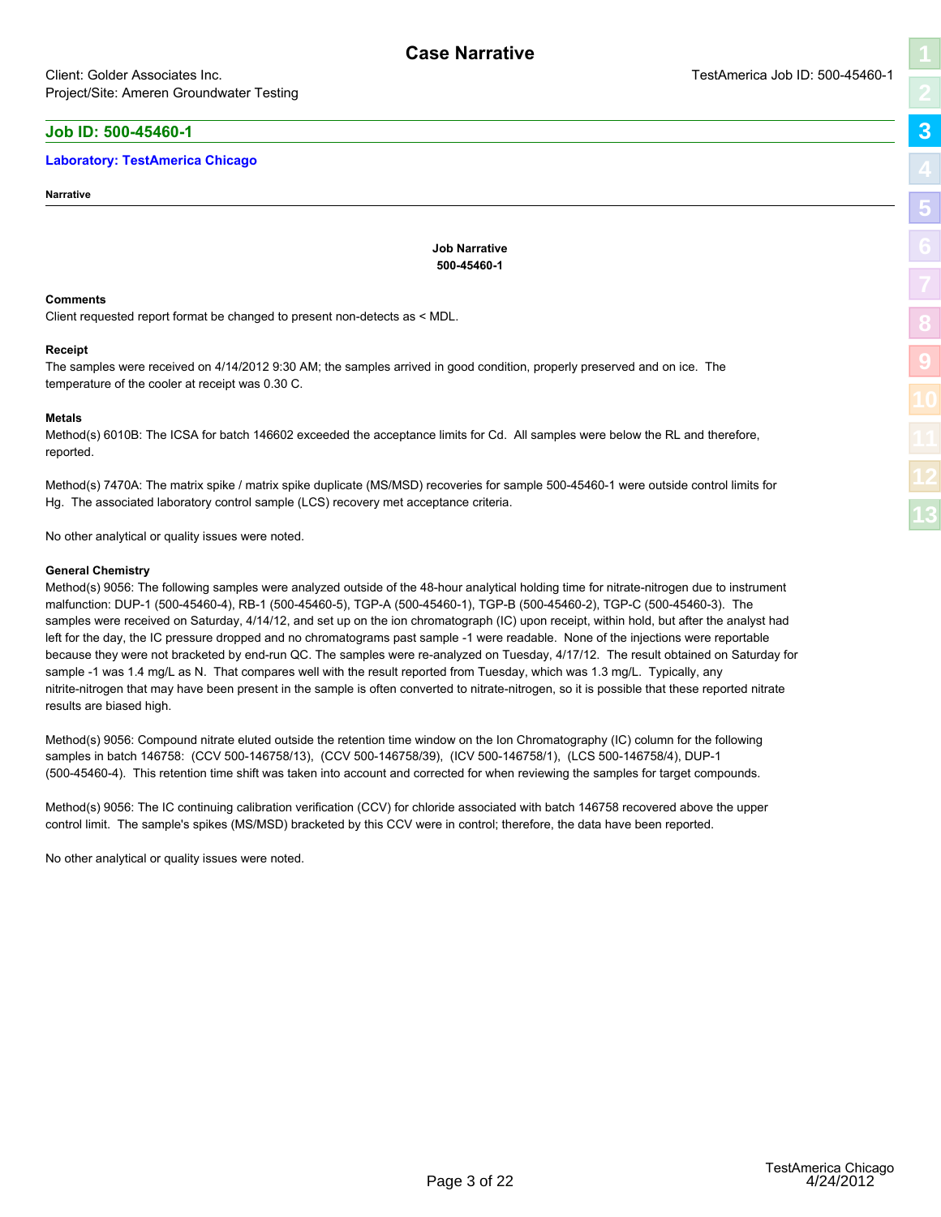# Case Narrative

Client: Golder Associates Inc.

Project/Site: Ameren Groundwater Testing

TestAmerica Job ID: 500-45460-1

## Job ID: 500-45460-1

### Laboratory: TestAmerica Chicago

**Narrative**

**Job Narrative**
**500-45460-1**

**Comments**

Client requested report format be changed to present non-detects as < MDL.

**Receipt**

The samples were received on 4/14/2012 9:30 AM; the samples arrived in good condition, properly preserved and on ice. The temperature of the cooler at receipt was 0.30 C.

**Metals**

Method(s) 6010B: The ICSA for batch 146602 exceeded the acceptance limits for Cd. All samples were below the RL and therefore, reported.

Method(s) 7470A: The matrix spike / matrix spike duplicate (MS/MSD) recoveries for sample 500-45460-1 were outside control limits for Hg. The associated laboratory control sample (LCS) recovery met acceptance criteria.

No other analytical or quality issues were noted.

**General Chemistry**

Method(s) 9056: The following samples were analyzed outside of the 48-hour analytical holding time for nitrate-nitrogen due to instrument malfunction: DUP-1 (500-45460-4), RB-1 (500-45460-5), TGP-A (500-45460-1), TGP-B (500-45460-2), TGP-C (500-45460-3). The samples were received on Saturday, 4/14/12, and set up on the ion chromatograph (IC) upon receipt, within hold, but after the analyst had left for the day, the IC pressure dropped and no chromatograms past sample -1 were readable. None of the injections were reportable because they were not bracketed by end-run QC. The samples were re-analyzed on Tuesday, 4/17/12. The result obtained on Saturday for sample -1 was 1.4 mg/L as N. That compares well with the result reported from Tuesday, which was 1.3 mg/L. Typically, any nitrite-nitrogen that may have been present in the sample is often converted to nitrate-nitrogen, so it is possible that these reported nitrate results are biased high.

Method(s) 9056: Compound nitrate eluted outside the retention time window on the Ion Chromatography (IC) column for the following samples in batch 146758: (CCV 500-146758/13), (CCV 500-146758/39), (ICV 500-146758/1), (LCS 500-146758/4), DUP-1 (500-45460-4). This retention time shift was taken into account and corrected for when reviewing the samples for target compounds.

Method(s) 9056: The IC continuing calibration verification (CCV) for chloride associated with batch 146758 recovered above the upper control limit. The sample's spikes (MS/MSD) bracketed by this CCV were in control; therefore, the data have been reported.

No other analytical or quality issues were noted.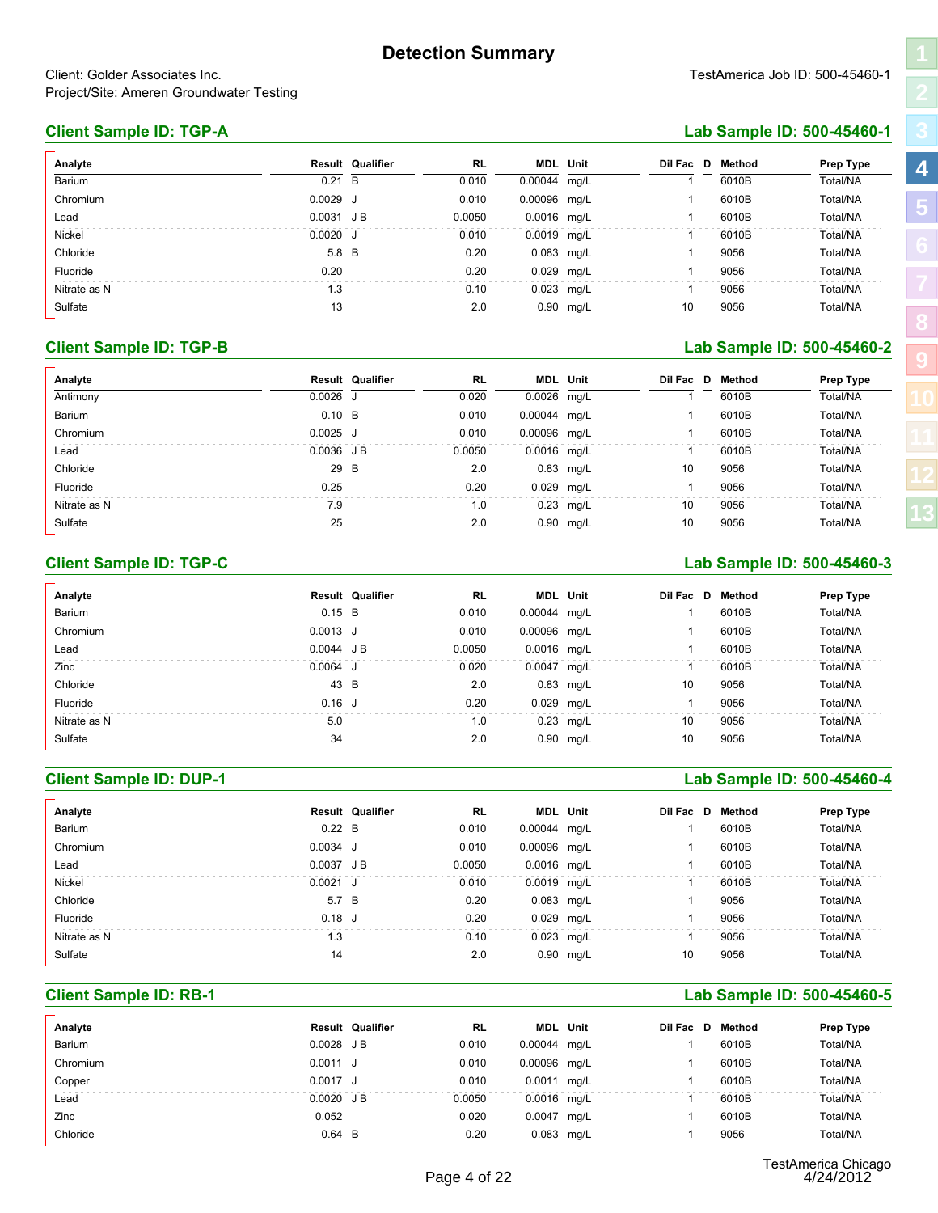# Detection Summary

Client: Golder Associates Inc.
Project/Site: Ameren Groundwater Testing

TestAmerica Job ID: 500-45460-1

## Client Sample ID: TGP-A

**Lab Sample ID: 500-45460-1**

| Analyte | Result | Qualifier | RL | MDL | Unit | Dil Fac | D | Method | Prep Type |
|---|---|---|---|---|---|---|---|---|---|
| Barium | 0.21 | B | 0.010 | 0.00044 | mg/L | 1 | | 6010B | Total/NA |
| Chromium | 0.0029 | J | 0.010 | 0.00096 | mg/L | 1 | | 6010B | Total/NA |
| Lead | 0.0031 | J B | 0.0050 | 0.0016 | mg/L | 1 | | 6010B | Total/NA |
| Nickel | 0.0020 | J | 0.010 | 0.0019 | mg/L | 1 | | 6010B | Total/NA |
| Chloride | 5.8 | B | 0.20 | 0.083 | mg/L | 1 | | 9056 | Total/NA |
| Fluoride | 0.20 | | 0.20 | 0.029 | mg/L | 1 | | 9056 | Total/NA |
| Nitrate as N | 1.3 | | 0.10 | 0.023 | mg/L | 1 | | 9056 | Total/NA |
| Sulfate | 13 | | 2.0 | 0.90 | mg/L | 10 | | 9056 | Total/NA |

## Client Sample ID: TGP-B

**Lab Sample ID: 500-45460-2**

| Analyte | Result | Qualifier | RL | MDL | Unit | Dil Fac | D | Method | Prep Type |
|---|---|---|---|---|---|---|---|---|---|
| Antimony | 0.0026 | J | 0.020 | 0.0026 | mg/L | 1 | | 6010B | Total/NA |
| Barium | 0.10 | B | 0.010 | 0.00044 | mg/L | 1 | | 6010B | Total/NA |
| Chromium | 0.0025 | J | 0.010 | 0.00096 | mg/L | 1 | | 6010B | Total/NA |
| Lead | 0.0036 | J B | 0.0050 | 0.0016 | mg/L | 1 | | 6010B | Total/NA |
| Chloride | 29 | B | 2.0 | 0.83 | mg/L | 10 | | 9056 | Total/NA |
| Fluoride | 0.25 | | 0.20 | 0.029 | mg/L | 1 | | 9056 | Total/NA |
| Nitrate as N | 7.9 | | 1.0 | 0.23 | mg/L | 10 | | 9056 | Total/NA |
| Sulfate | 25 | | 2.0 | 0.90 | mg/L | 10 | | 9056 | Total/NA |

## Client Sample ID: TGP-C

**Lab Sample ID: 500-45460-3**

| Analyte | Result | Qualifier | RL | MDL | Unit | Dil Fac | D | Method | Prep Type |
|---|---|---|---|---|---|---|---|---|---|
| Barium | 0.15 | B | 0.010 | 0.00044 | mg/L | 1 | | 6010B | Total/NA |
| Chromium | 0.0013 | J | 0.010 | 0.00096 | mg/L | 1 | | 6010B | Total/NA |
| Lead | 0.0044 | J B | 0.0050 | 0.0016 | mg/L | 1 | | 6010B | Total/NA |
| Zinc | 0.0064 | J | 0.020 | 0.0047 | mg/L | 1 | | 6010B | Total/NA |
| Chloride | 43 | B | 2.0 | 0.83 | mg/L | 10 | | 9056 | Total/NA |
| Fluoride | 0.16 | J | 0.20 | 0.029 | mg/L | 1 | | 9056 | Total/NA |
| Nitrate as N | 5.0 | | 1.0 | 0.23 | mg/L | 10 | | 9056 | Total/NA |
| Sulfate | 34 | | 2.0 | 0.90 | mg/L | 10 | | 9056 | Total/NA |

## Client Sample ID: DUP-1

**Lab Sample ID: 500-45460-4**

| Analyte | Result | Qualifier | RL | MDL | Unit | Dil Fac | D | Method | Prep Type |
|---|---|---|---|---|---|---|---|---|---|
| Barium | 0.22 | B | 0.010 | 0.00044 | mg/L | 1 | | 6010B | Total/NA |
| Chromium | 0.0034 | J | 0.010 | 0.00096 | mg/L | 1 | | 6010B | Total/NA |
| Lead | 0.0037 | J B | 0.0050 | 0.0016 | mg/L | 1 | | 6010B | Total/NA |
| Nickel | 0.0021 | J | 0.010 | 0.0019 | mg/L | 1 | | 6010B | Total/NA |
| Chloride | 5.7 | B | 0.20 | 0.083 | mg/L | 1 | | 9056 | Total/NA |
| Fluoride | 0.18 | J | 0.20 | 0.029 | mg/L | 1 | | 9056 | Total/NA |
| Nitrate as N | 1.3 | | 0.10 | 0.023 | mg/L | 1 | | 9056 | Total/NA |
| Sulfate | 14 | | 2.0 | 0.90 | mg/L | 10 | | 9056 | Total/NA |

## Client Sample ID: RB-1

**Lab Sample ID: 500-45460-5**

| Analyte | Result | Qualifier | RL | MDL | Unit | Dil Fac | D | Method | Prep Type |
|---|---|---|---|---|---|---|---|---|---|
| Barium | 0.0028 | J B | 0.010 | 0.00044 | mg/L | 1 | | 6010B | Total/NA |
| Chromium | 0.0011 | J | 0.010 | 0.00096 | mg/L | 1 | | 6010B | Total/NA |
| Copper | 0.0017 | J | 0.010 | 0.0011 | mg/L | 1 | | 6010B | Total/NA |
| Lead | 0.0020 | J B | 0.0050 | 0.0016 | mg/L | 1 | | 6010B | Total/NA |
| Zinc | 0.052 | | 0.020 | 0.0047 | mg/L | 1 | | 6010B | Total/NA |
| Chloride | 0.64 | B | 0.20 | 0.083 | mg/L | 1 | | 9056 | Total/NA |

TestAmerica Chicago
4/24/2012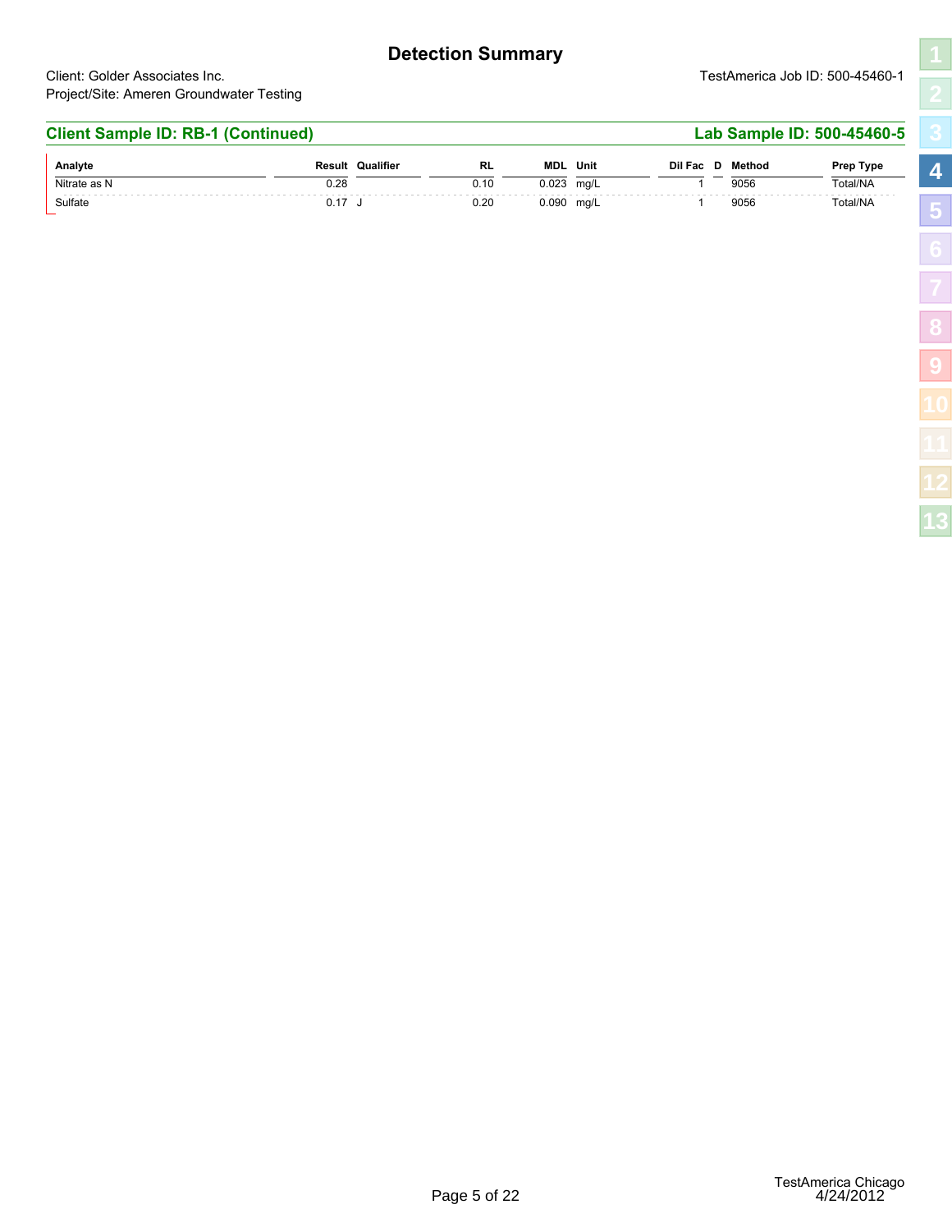# Detection Summary

Client: Golder Associates Inc.
Project/Site: Ameren Groundwater Testing

TestAmerica Job ID: 500-45460-1

## Client Sample ID: RB-1 (Continued)

**Lab Sample ID: 500-45460-5**

| Analyte | Result | Qualifier | RL | MDL | Unit | Dil Fac | D | Method | Prep Type |
|---|---|---|---|---|---|---|---|---|---|
| Nitrate as N | 0.28 | | 0.10 | 0.023 | mg/L | 1 | | 9056 | Total/NA |
| Sulfate | 0.17 | J | 0.20 | 0.090 | mg/L | 1 | | 9056 | Total/NA |

TestAmerica Chicago
4/24/2012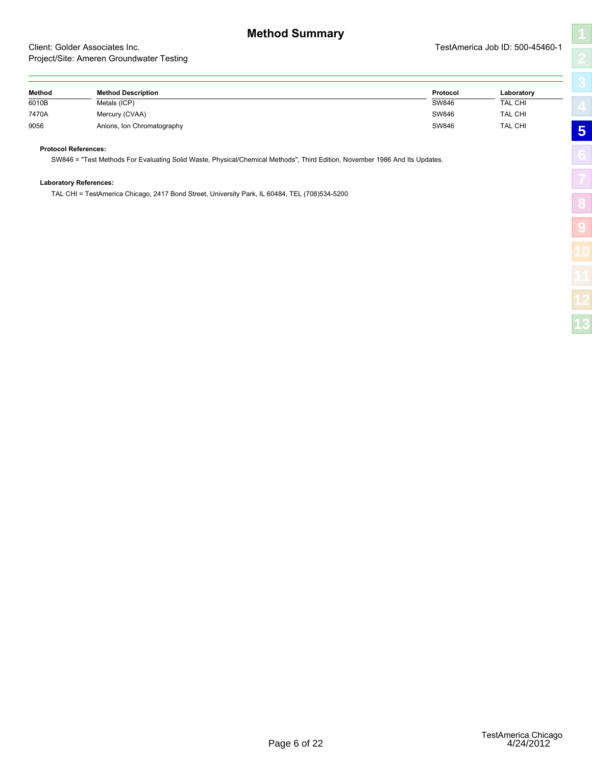# Method Summary

Client: Golder Associates Inc.

Project/Site: Ameren Groundwater Testing

TestAmerica Job ID: 500-45460-1

| Method | Method Description | Protocol | Laboratory |
|---|---|---|---|
| 6010B | Metals (ICP) | SW846 | TAL CHI |
| 7470A | Mercury (CVAA) | SW846 | TAL CHI |
| 9056 | Anions, Ion Chromatography | SW846 | TAL CHI |

**Protocol References:**

SW846 = "Test Methods For Evaluating Solid Waste, Physical/Chemical Methods", Third Edition, November 1986 And Its Updates.

**Laboratory References:**

TAL CHI = TestAmerica Chicago, 2417 Bond Street, University Park, IL 60484, TEL (708)534-5200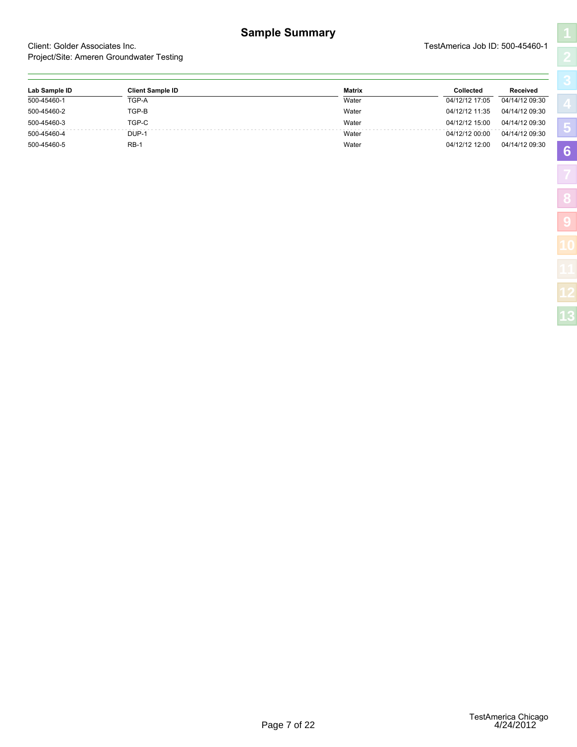# Sample Summary

Client: Golder Associates Inc.
Project/Site: Ameren Groundwater Testing

TestAmerica Job ID: 500-45460-1

| Lab Sample ID | Client Sample ID | Matrix | Collected | Received |
|---|---|---|---|---|
| 500-45460-1 | TGP-A | Water | 04/12/12 17:05 | 04/14/12 09:30 |
| 500-45460-2 | TGP-B | Water | 04/12/12 11:35 | 04/14/12 09:30 |
| 500-45460-3 | TGP-C | Water | 04/12/12 15:00 | 04/14/12 09:30 |
| 500-45460-4 | DUP-1 | Water | 04/12/12 00:00 | 04/14/12 09:30 |
| 500-45460-5 | RB-1 | Water | 04/12/12 12:00 | 04/14/12 09:30 |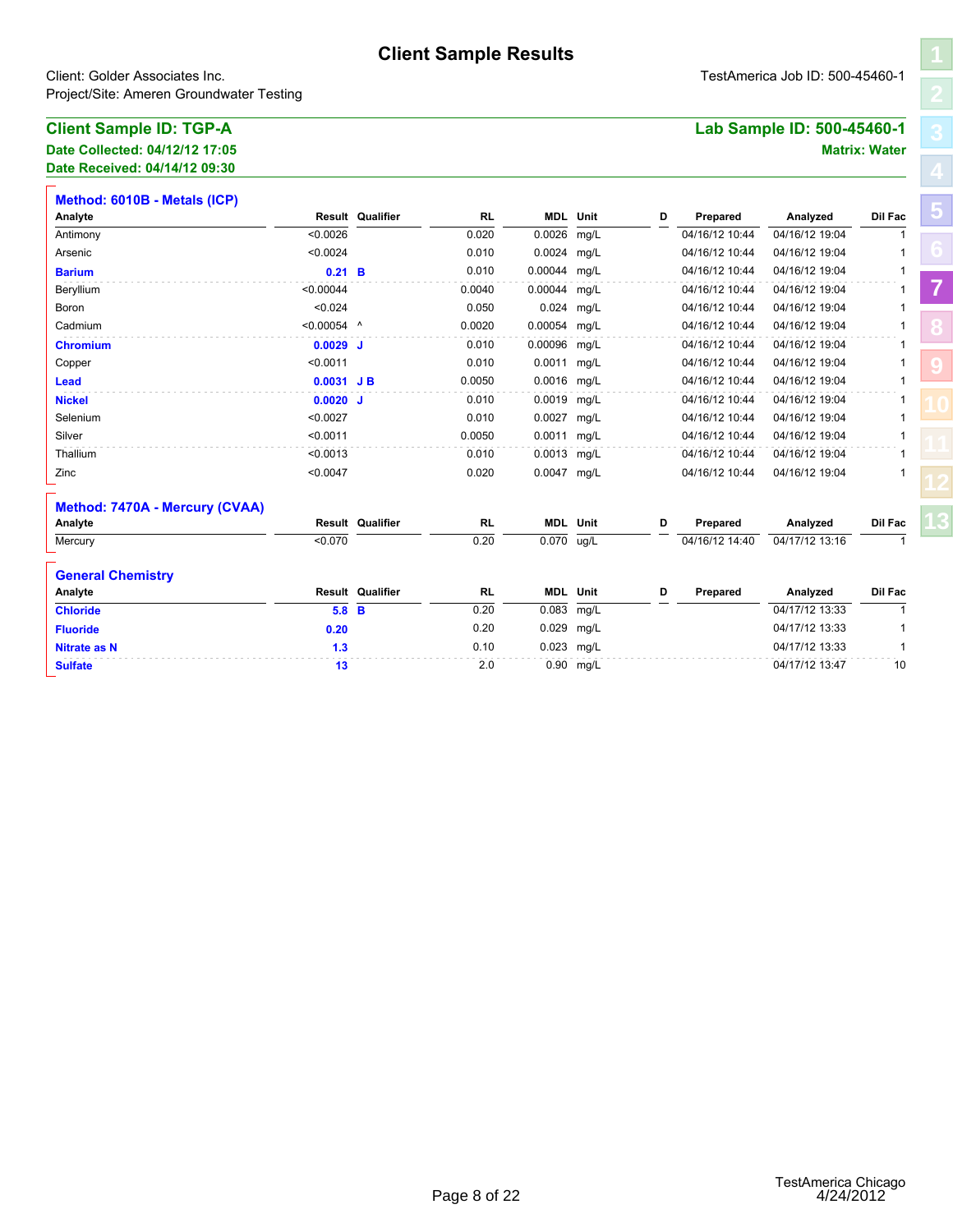# Client Sample Results

Client: Golder Associates Inc.
Project/Site: Ameren Groundwater Testing

TestAmerica Job ID: 500-45460-1

## Client Sample ID: TGP-A

**Lab Sample ID: 500-45460-1**

**Date Collected: 04/12/12 17:05**
**Date Received: 04/14/12 09:30**

**Matrix: Water**

### Method: 6010B - Metals (ICP)

| Analyte | Result | Qualifier | RL | MDL | Unit | D | Prepared | Analyzed | Dil Fac |
|---|---|---|---|---|---|---|---|---|---|
| Antimony | <0.0026 | | 0.020 | 0.0026 | mg/L | | 04/16/12 10:44 | 04/16/12 19:04 | 1 |
| Arsenic | <0.0024 | | 0.010 | 0.0024 | mg/L | | 04/16/12 10:44 | 04/16/12 19:04 | 1 |
| **Barium** | **0.21** | **B** | 0.010 | 0.00044 | mg/L | | 04/16/12 10:44 | 04/16/12 19:04 | 1 |
| Beryllium | <0.00044 | | 0.0040 | 0.00044 | mg/L | | 04/16/12 10:44 | 04/16/12 19:04 | 1 |
| Boron | <0.024 | | 0.050 | 0.024 | mg/L | | 04/16/12 10:44 | 04/16/12 19:04 | 1 |
| Cadmium | <0.00054 | ^ | 0.0020 | 0.00054 | mg/L | | 04/16/12 10:44 | 04/16/12 19:04 | 1 |
| **Chromium** | **0.0029** | **J** | 0.010 | 0.00096 | mg/L | | 04/16/12 10:44 | 04/16/12 19:04 | 1 |
| Copper | <0.0011 | | 0.010 | 0.0011 | mg/L | | 04/16/12 10:44 | 04/16/12 19:04 | 1 |
| **Lead** | **0.0031** | **J B** | 0.0050 | 0.0016 | mg/L | | 04/16/12 10:44 | 04/16/12 19:04 | 1 |
| **Nickel** | **0.0020** | **J** | 0.010 | 0.0019 | mg/L | | 04/16/12 10:44 | 04/16/12 19:04 | 1 |
| Selenium | <0.0027 | | 0.010 | 0.0027 | mg/L | | 04/16/12 10:44 | 04/16/12 19:04 | 1 |
| Silver | <0.0011 | | 0.0050 | 0.0011 | mg/L | | 04/16/12 10:44 | 04/16/12 19:04 | 1 |
| Thallium | <0.0013 | | 0.010 | 0.0013 | mg/L | | 04/16/12 10:44 | 04/16/12 19:04 | 1 |
| Zinc | <0.0047 | | 0.020 | 0.0047 | mg/L | | 04/16/12 10:44 | 04/16/12 19:04 | 1 |

### Method: 7470A - Mercury (CVAA)

| Analyte | Result | Qualifier | RL | MDL | Unit | D | Prepared | Analyzed | Dil Fac |
|---|---|---|---|---|---|---|---|---|---|
| Mercury | <0.070 | | 0.20 | 0.070 | ug/L | | 04/16/12 14:40 | 04/17/12 13:16 | 1 |

### General Chemistry

| Analyte | Result | Qualifier | RL | MDL | Unit | D | Prepared | Analyzed | Dil Fac |
|---|---|---|---|---|---|---|---|---|---|
| **Chloride** | **5.8** | **B** | 0.20 | 0.083 | mg/L | | | 04/17/12 13:33 | 1 |
| **Fluoride** | **0.20** | | 0.20 | 0.029 | mg/L | | | 04/17/12 13:33 | 1 |
| **Nitrate as N** | **1.3** | | 0.10 | 0.023 | mg/L | | | 04/17/12 13:33 | 1 |
| **Sulfate** | **13** | | 2.0 | 0.90 | mg/L | | | 04/17/12 13:47 | 10 |

TestAmerica Chicago
4/24/2012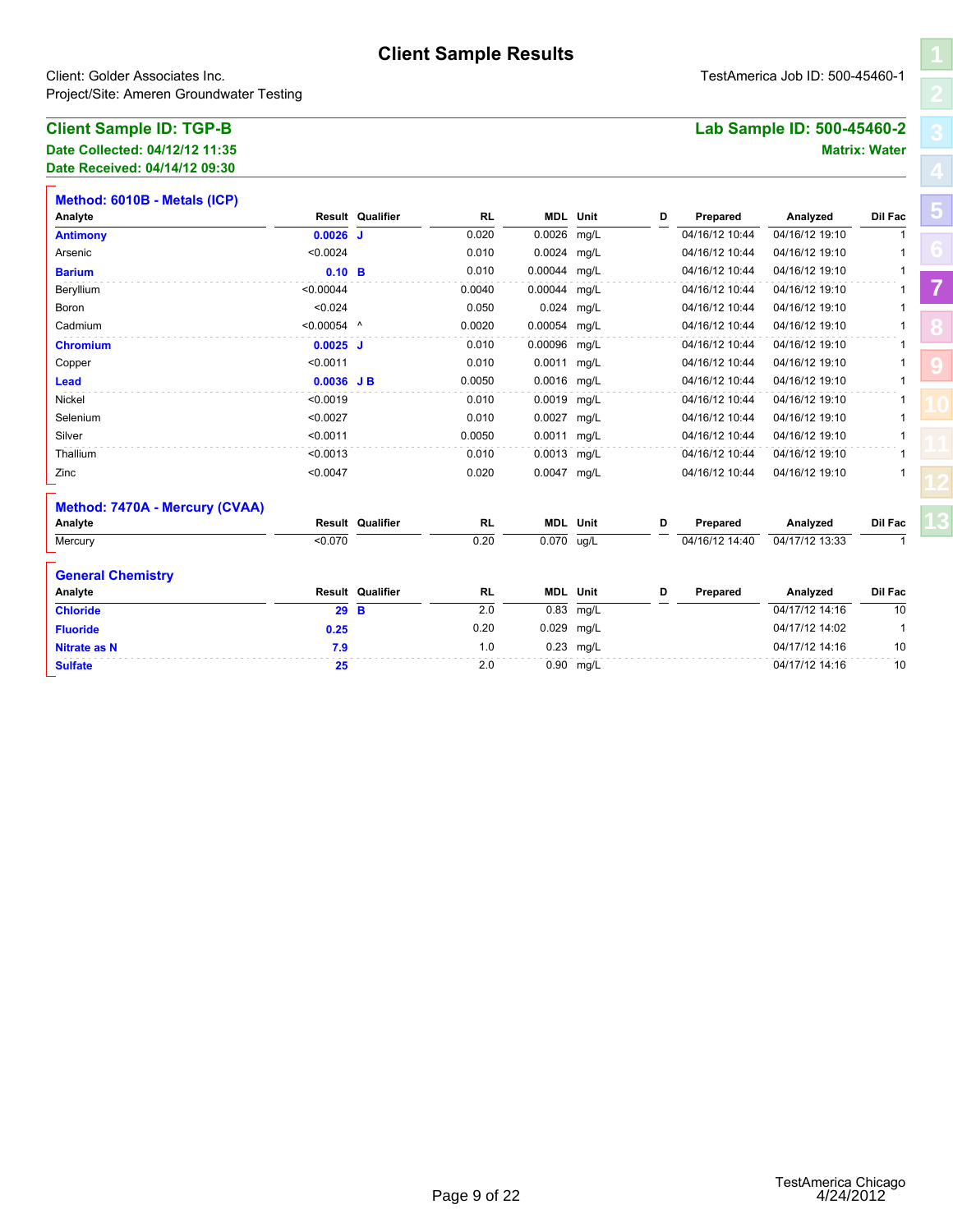# Client Sample Results

Client: Golder Associates Inc.
Project/Site: Ameren Groundwater Testing

TestAmerica Job ID: 500-45460-1

## Client Sample ID: TGP-B

Lab Sample ID: 500-45460-2

Date Collected: 04/12/12 11:35
Date Received: 04/14/12 09:30

Matrix: Water

### Method: 6010B - Metals (ICP)

| Analyte | Result | Qualifier | RL | MDL | Unit | D | Prepared | Analyzed | Dil Fac |
|---|---|---|---|---|---|---|---|---|---|
| **Antimony** | **0.0026** | **J** | 0.020 | 0.0026 | mg/L | | 04/16/12 10:44 | 04/16/12 19:10 | 1 |
| Arsenic | <0.0024 | | 0.010 | 0.0024 | mg/L | | 04/16/12 10:44 | 04/16/12 19:10 | 1 |
| **Barium** | **0.10** | **B** | 0.010 | 0.00044 | mg/L | | 04/16/12 10:44 | 04/16/12 19:10 | 1 |
| Beryllium | <0.00044 | | 0.0040 | 0.00044 | mg/L | | 04/16/12 10:44 | 04/16/12 19:10 | 1 |
| Boron | <0.024 | | 0.050 | 0.024 | mg/L | | 04/16/12 10:44 | 04/16/12 19:10 | 1 |
| Cadmium | <0.00054 | ^ | 0.0020 | 0.00054 | mg/L | | 04/16/12 10:44 | 04/16/12 19:10 | 1 |
| **Chromium** | **0.0025** | **J** | 0.010 | 0.00096 | mg/L | | 04/16/12 10:44 | 04/16/12 19:10 | 1 |
| Copper | <0.0011 | | 0.010 | 0.0011 | mg/L | | 04/16/12 10:44 | 04/16/12 19:10 | 1 |
| **Lead** | **0.0036** | **J B** | 0.0050 | 0.0016 | mg/L | | 04/16/12 10:44 | 04/16/12 19:10 | 1 |
| Nickel | <0.0019 | | 0.010 | 0.0019 | mg/L | | 04/16/12 10:44 | 04/16/12 19:10 | 1 |
| Selenium | <0.0027 | | 0.010 | 0.0027 | mg/L | | 04/16/12 10:44 | 04/16/12 19:10 | 1 |
| Silver | <0.0011 | | 0.0050 | 0.0011 | mg/L | | 04/16/12 10:44 | 04/16/12 19:10 | 1 |
| Thallium | <0.0013 | | 0.010 | 0.0013 | mg/L | | 04/16/12 10:44 | 04/16/12 19:10 | 1 |
| Zinc | <0.0047 | | 0.020 | 0.0047 | mg/L | | 04/16/12 10:44 | 04/16/12 19:10 | 1 |

### Method: 7470A - Mercury (CVAA)

| Analyte | Result | Qualifier | RL | MDL | Unit | D | Prepared | Analyzed | Dil Fac |
|---|---|---|---|---|---|---|---|---|---|
| Mercury | <0.070 | | 0.20 | 0.070 | ug/L | | 04/16/12 14:40 | 04/17/12 13:33 | 1 |

### General Chemistry

| Analyte | Result | Qualifier | RL | MDL | Unit | D | Prepared | Analyzed | Dil Fac |
|---|---|---|---|---|---|---|---|---|---|
| **Chloride** | **29** | **B** | 2.0 | 0.83 | mg/L | | | 04/17/12 14:16 | 10 |
| **Fluoride** | **0.25** | | 0.20 | 0.029 | mg/L | | | 04/17/12 14:02 | 1 |
| **Nitrate as N** | **7.9** | | 1.0 | 0.23 | mg/L | | | 04/17/12 14:16 | 10 |
| **Sulfate** | **25** | | 2.0 | 0.90 | mg/L | | | 04/17/12 14:16 | 10 |

TestAmerica Chicago
4/24/2012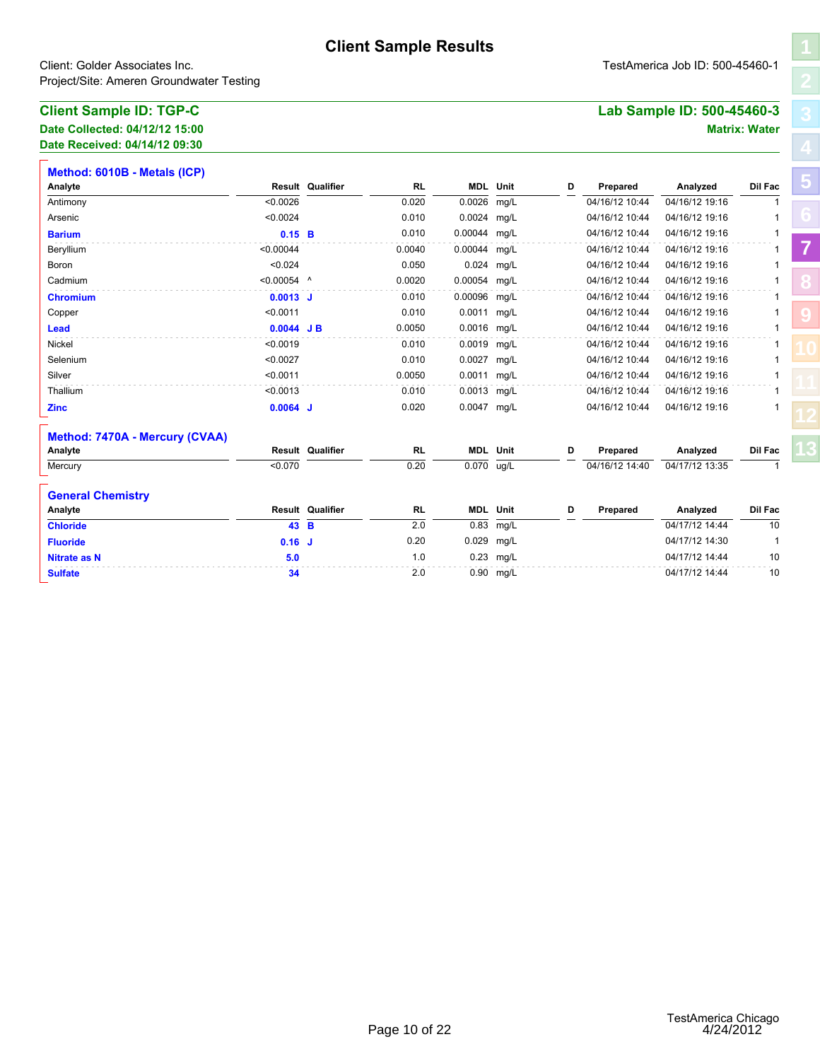# Client Sample Results

Client: Golder Associates Inc.  
Project/Site: Ameren Groundwater Testing

TestAmerica Job ID: 500-45460-1

## Client Sample ID: TGP-C

**Lab Sample ID: 500-45460-3**

**Date Collected: 04/12/12 15:00**  
**Date Received: 04/14/12 09:30**

**Matrix: Water**

### Method: 6010B - Metals (ICP)

| Analyte | Result | Qualifier | RL | MDL | Unit | D | Prepared | Analyzed | Dil Fac |
|---|---|---|---|---|---|---|---|---|---|
| Antimony | <0.0026 | | 0.020 | 0.0026 | mg/L | | 04/16/12 10:44 | 04/16/12 19:16 | 1 |
| Arsenic | <0.0024 | | 0.010 | 0.0024 | mg/L | | 04/16/12 10:44 | 04/16/12 19:16 | 1 |
| **Barium** | **0.15** | **B** | 0.010 | 0.00044 | mg/L | | 04/16/12 10:44 | 04/16/12 19:16 | 1 |
| Beryllium | <0.00044 | | 0.0040 | 0.00044 | mg/L | | 04/16/12 10:44 | 04/16/12 19:16 | 1 |
| Boron | <0.024 | | 0.050 | 0.024 | mg/L | | 04/16/12 10:44 | 04/16/12 19:16 | 1 |
| Cadmium | <0.00054 | ^ | 0.0020 | 0.00054 | mg/L | | 04/16/12 10:44 | 04/16/12 19:16 | 1 |
| **Chromium** | **0.0013** | **J** | 0.010 | 0.00096 | mg/L | | 04/16/12 10:44 | 04/16/12 19:16 | 1 |
| Copper | <0.0011 | | 0.010 | 0.0011 | mg/L | | 04/16/12 10:44 | 04/16/12 19:16 | 1 |
| **Lead** | **0.0044** | **J B** | 0.0050 | 0.0016 | mg/L | | 04/16/12 10:44 | 04/16/12 19:16 | 1 |
| Nickel | <0.0019 | | 0.010 | 0.0019 | mg/L | | 04/16/12 10:44 | 04/16/12 19:16 | 1 |
| Selenium | <0.0027 | | 0.010 | 0.0027 | mg/L | | 04/16/12 10:44 | 04/16/12 19:16 | 1 |
| Silver | <0.0011 | | 0.0050 | 0.0011 | mg/L | | 04/16/12 10:44 | 04/16/12 19:16 | 1 |
| Thallium | <0.0013 | | 0.010 | 0.0013 | mg/L | | 04/16/12 10:44 | 04/16/12 19:16 | 1 |
| **Zinc** | **0.0064** | **J** | 0.020 | 0.0047 | mg/L | | 04/16/12 10:44 | 04/16/12 19:16 | 1 |

### Method: 7470A - Mercury (CVAA)

| Analyte | Result | Qualifier | RL | MDL | Unit | D | Prepared | Analyzed | Dil Fac |
|---|---|---|---|---|---|---|---|---|---|
| Mercury | <0.070 | | 0.20 | 0.070 | ug/L | | 04/16/12 14:40 | 04/17/12 13:35 | 1 |

### General Chemistry

| Analyte | Result | Qualifier | RL | MDL | Unit | D | Prepared | Analyzed | Dil Fac |
|---|---|---|---|---|---|---|---|---|---|
| **Chloride** | **43** | **B** | 2.0 | 0.83 | mg/L | | | 04/17/12 14:44 | 10 |
| **Fluoride** | **0.16** | **J** | 0.20 | 0.029 | mg/L | | | 04/17/12 14:30 | 1 |
| **Nitrate as N** | **5.0** | | 1.0 | 0.23 | mg/L | | | 04/17/12 14:44 | 10 |
| **Sulfate** | **34** | | 2.0 | 0.90 | mg/L | | | 04/17/12 14:44 | 10 |

TestAmerica Chicago  
4/24/2012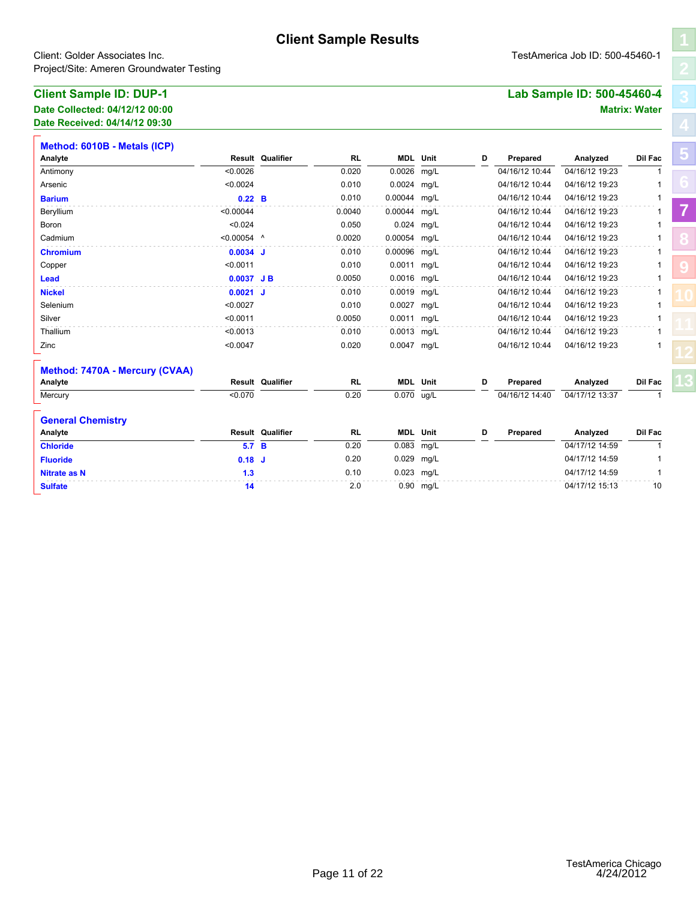# Client Sample Results

Client: Golder Associates Inc.
Project/Site: Ameren Groundwater Testing

TestAmerica Job ID: 500-45460-1

## Client Sample ID: DUP-1

**Lab Sample ID: 500-45460-4**

**Date Collected: 04/12/12 00:00**
**Date Received: 04/14/12 09:30**

**Matrix: Water**

### Method: 6010B - Metals (ICP)

| Analyte | Result | Qualifier | RL | MDL | Unit | D | Prepared | Analyzed | Dil Fac |
|---|---|---|---|---|---|---|---|---|---|
| Antimony | <0.0026 | | 0.020 | 0.0026 | mg/L | | 04/16/12 10:44 | 04/16/12 19:23 | 1 |
| Arsenic | <0.0024 | | 0.010 | 0.0024 | mg/L | | 04/16/12 10:44 | 04/16/12 19:23 | 1 |
| **Barium** | **0.22** | **B** | 0.010 | 0.00044 | mg/L | | 04/16/12 10:44 | 04/16/12 19:23 | 1 |
| Beryllium | <0.00044 | | 0.0040 | 0.00044 | mg/L | | 04/16/12 10:44 | 04/16/12 19:23 | 1 |
| Boron | <0.024 | | 0.050 | 0.024 | mg/L | | 04/16/12 10:44 | 04/16/12 19:23 | 1 |
| Cadmium | <0.00054 | ^ | 0.0020 | 0.00054 | mg/L | | 04/16/12 10:44 | 04/16/12 19:23 | 1 |
| **Chromium** | **0.0034** | **J** | 0.010 | 0.00096 | mg/L | | 04/16/12 10:44 | 04/16/12 19:23 | 1 |
| Copper | <0.0011 | | 0.010 | 0.0011 | mg/L | | 04/16/12 10:44 | 04/16/12 19:23 | 1 |
| **Lead** | **0.0037** | **J B** | 0.0050 | 0.0016 | mg/L | | 04/16/12 10:44 | 04/16/12 19:23 | 1 |
| **Nickel** | **0.0021** | **J** | 0.010 | 0.0019 | mg/L | | 04/16/12 10:44 | 04/16/12 19:23 | 1 |
| Selenium | <0.0027 | | 0.010 | 0.0027 | mg/L | | 04/16/12 10:44 | 04/16/12 19:23 | 1 |
| Silver | <0.0011 | | 0.0050 | 0.0011 | mg/L | | 04/16/12 10:44 | 04/16/12 19:23 | 1 |
| Thallium | <0.0013 | | 0.010 | 0.0013 | mg/L | | 04/16/12 10:44 | 04/16/12 19:23 | 1 |
| Zinc | <0.0047 | | 0.020 | 0.0047 | mg/L | | 04/16/12 10:44 | 04/16/12 19:23 | 1 |

### Method: 7470A - Mercury (CVAA)

| Analyte | Result | Qualifier | RL | MDL | Unit | D | Prepared | Analyzed | Dil Fac |
|---|---|---|---|---|---|---|---|---|---|
| Mercury | <0.070 | | 0.20 | 0.070 | ug/L | | 04/16/12 14:40 | 04/17/12 13:37 | 1 |

### General Chemistry

| Analyte | Result | Qualifier | RL | MDL | Unit | D | Prepared | Analyzed | Dil Fac |
|---|---|---|---|---|---|---|---|---|---|
| **Chloride** | **5.7** | **B** | 0.20 | 0.083 | mg/L | | | 04/17/12 14:59 | 1 |
| **Fluoride** | **0.18** | **J** | 0.20 | 0.029 | mg/L | | | 04/17/12 14:59 | 1 |
| **Nitrate as N** | **1.3** | | 0.10 | 0.023 | mg/L | | | 04/17/12 14:59 | 1 |
| **Sulfate** | **14** | | 2.0 | 0.90 | mg/L | | | 04/17/12 15:13 | 10 |

TestAmerica Chicago
4/24/2012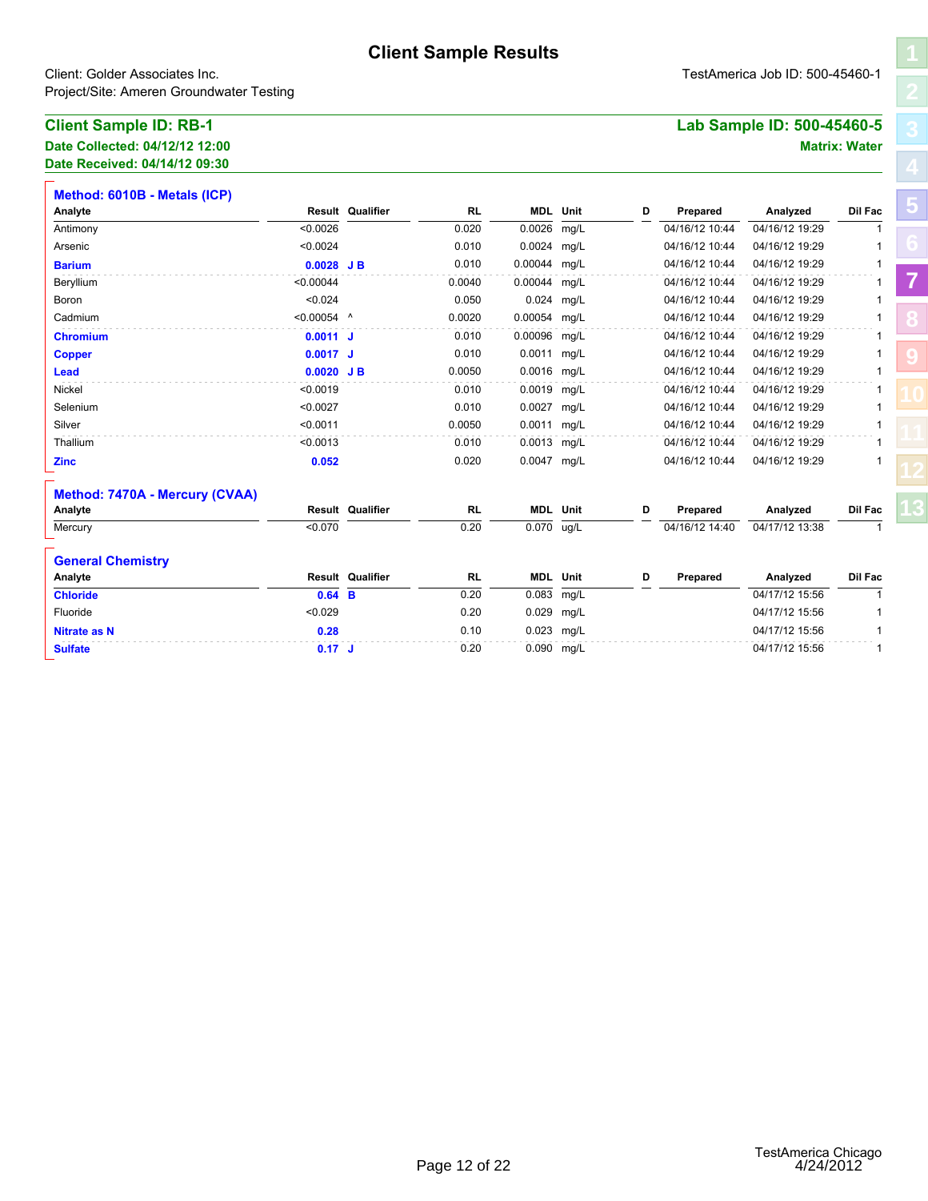# Client Sample Results

Client: Golder Associates Inc.
Project/Site: Ameren Groundwater Testing

TestAmerica Job ID: 500-45460-1

## Client Sample ID: RB-1

**Lab Sample ID: 500-45460-5**

**Date Collected: 04/12/12 12:00**
**Date Received: 04/14/12 09:30**

**Matrix: Water**

### Method: 6010B - Metals (ICP)

| Analyte | Result | Qualifier | RL | MDL | Unit | D | Prepared | Analyzed | Dil Fac |
|---|---|---|---|---|---|---|---|---|---|
| Antimony | <0.0026 | | 0.020 | 0.0026 | mg/L | | 04/16/12 10:44 | 04/16/12 19:29 | 1 |
| Arsenic | <0.0024 | | 0.010 | 0.0024 | mg/L | | 04/16/12 10:44 | 04/16/12 19:29 | 1 |
| **Barium** | **0.0028** | **J B** | 0.010 | 0.00044 | mg/L | | 04/16/12 10:44 | 04/16/12 19:29 | 1 |
| Beryllium | <0.00044 | | 0.0040 | 0.00044 | mg/L | | 04/16/12 10:44 | 04/16/12 19:29 | 1 |
| Boron | <0.024 | | 0.050 | 0.024 | mg/L | | 04/16/12 10:44 | 04/16/12 19:29 | 1 |
| Cadmium | <0.00054 | ^ | 0.0020 | 0.00054 | mg/L | | 04/16/12 10:44 | 04/16/12 19:29 | 1 |
| **Chromium** | **0.0011** | **J** | 0.010 | 0.00096 | mg/L | | 04/16/12 10:44 | 04/16/12 19:29 | 1 |
| **Copper** | **0.0017** | **J** | 0.010 | 0.0011 | mg/L | | 04/16/12 10:44 | 04/16/12 19:29 | 1 |
| **Lead** | **0.0020** | **J B** | 0.0050 | 0.0016 | mg/L | | 04/16/12 10:44 | 04/16/12 19:29 | 1 |
| Nickel | <0.0019 | | 0.010 | 0.0019 | mg/L | | 04/16/12 10:44 | 04/16/12 19:29 | 1 |
| Selenium | <0.0027 | | 0.010 | 0.0027 | mg/L | | 04/16/12 10:44 | 04/16/12 19:29 | 1 |
| Silver | <0.0011 | | 0.0050 | 0.0011 | mg/L | | 04/16/12 10:44 | 04/16/12 19:29 | 1 |
| Thallium | <0.0013 | | 0.010 | 0.0013 | mg/L | | 04/16/12 10:44 | 04/16/12 19:29 | 1 |
| **Zinc** | **0.052** | | 0.020 | 0.0047 | mg/L | | 04/16/12 10:44 | 04/16/12 19:29 | 1 |

### Method: 7470A - Mercury (CVAA)

| Analyte | Result | Qualifier | RL | MDL | Unit | D | Prepared | Analyzed | Dil Fac |
|---|---|---|---|---|---|---|---|---|---|
| Mercury | <0.070 | | 0.20 | 0.070 | ug/L | | 04/16/12 14:40 | 04/17/12 13:38 | 1 |

### General Chemistry

| Analyte | Result | Qualifier | RL | MDL | Unit | D | Prepared | Analyzed | Dil Fac |
|---|---|---|---|---|---|---|---|---|---|
| **Chloride** | **0.64** | **B** | 0.20 | 0.083 | mg/L | | | 04/17/12 15:56 | 1 |
| Fluoride | <0.029 | | 0.20 | 0.029 | mg/L | | | 04/17/12 15:56 | 1 |
| **Nitrate as N** | **0.28** | | 0.10 | 0.023 | mg/L | | | 04/17/12 15:56 | 1 |
| **Sulfate** | **0.17** | **J** | 0.20 | 0.090 | mg/L | | | 04/17/12 15:56 | 1 |

TestAmerica Chicago
4/24/2012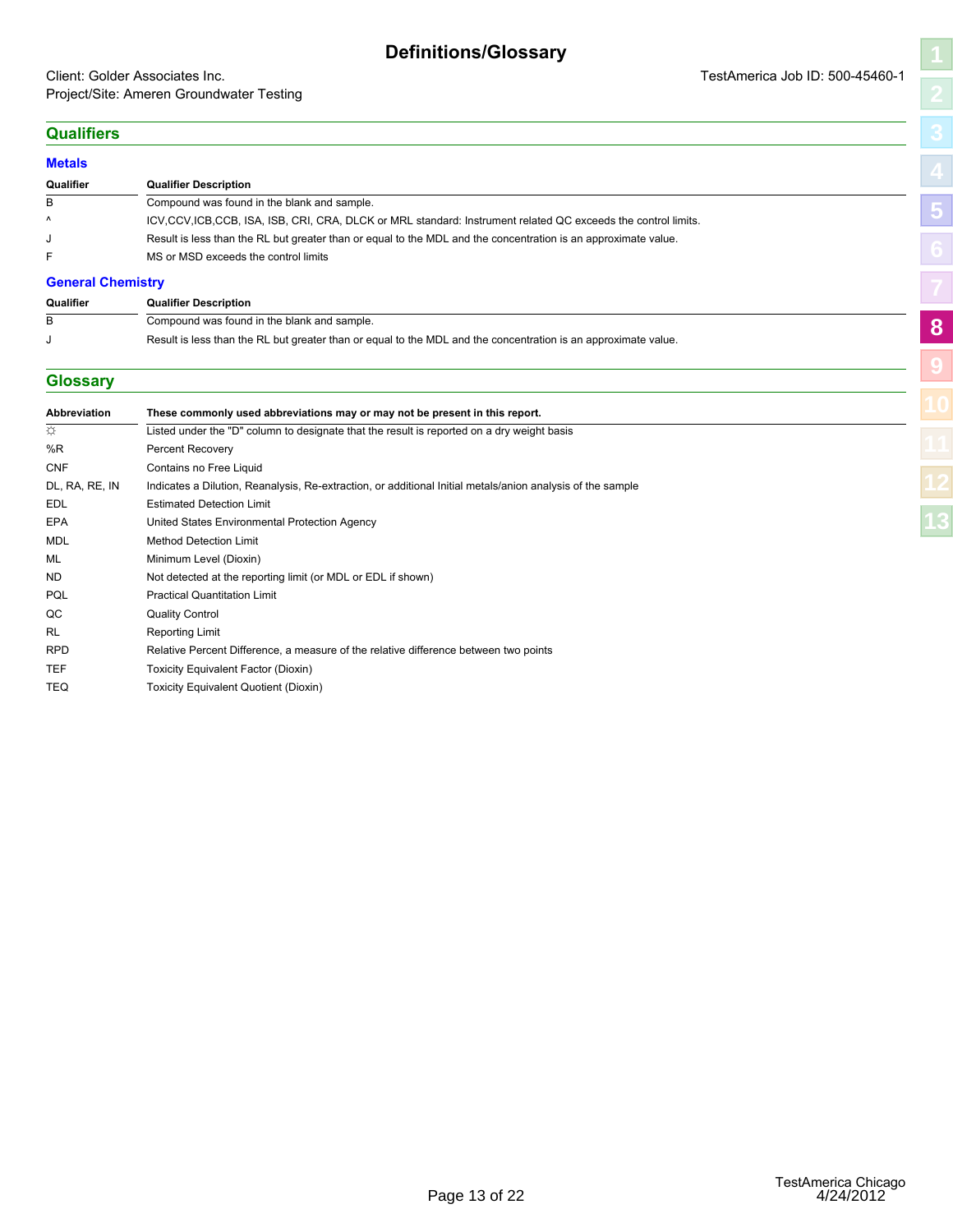# Definitions/Glossary

Client: Golder Associates Inc.
Project/Site: Ameren Groundwater Testing

TestAmerica Job ID: 500-45460-1

## Qualifiers

### Metals

| Qualifier | Qualifier Description |
| --- | --- |
| B | Compound was found in the blank and sample. |
| ^ | ICV,CCV,ICB,CCB, ISA, ISB, CRI, CRA, DLCK or MRL standard: Instrument related QC exceeds the control limits. |
| J | Result is less than the RL but greater than or equal to the MDL and the concentration is an approximate value. |
| F | MS or MSD exceeds the control limits |

### General Chemistry

| Qualifier | Qualifier Description |
| --- | --- |
| B | Compound was found in the blank and sample. |
| J | Result is less than the RL but greater than or equal to the MDL and the concentration is an approximate value. |

## Glossary

| Abbreviation | These commonly used abbreviations may or may not be present in this report. |
| --- | --- |
| ☼ | Listed under the "D" column to designate that the result is reported on a dry weight basis |
| %R | Percent Recovery |
| CNF | Contains no Free Liquid |
| DL, RA, RE, IN | Indicates a Dilution, Reanalysis, Re-extraction, or additional Initial metals/anion analysis of the sample |
| EDL | Estimated Detection Limit |
| EPA | United States Environmental Protection Agency |
| MDL | Method Detection Limit |
| ML | Minimum Level (Dioxin) |
| ND | Not detected at the reporting limit (or MDL or EDL if shown) |
| PQL | Practical Quantitation Limit |
| QC | Quality Control |
| RL | Reporting Limit |
| RPD | Relative Percent Difference, a measure of the relative difference between two points |
| TEF | Toxicity Equivalent Factor (Dioxin) |
| TEQ | Toxicity Equivalent Quotient (Dioxin) |

TestAmerica Chicago
4/24/2012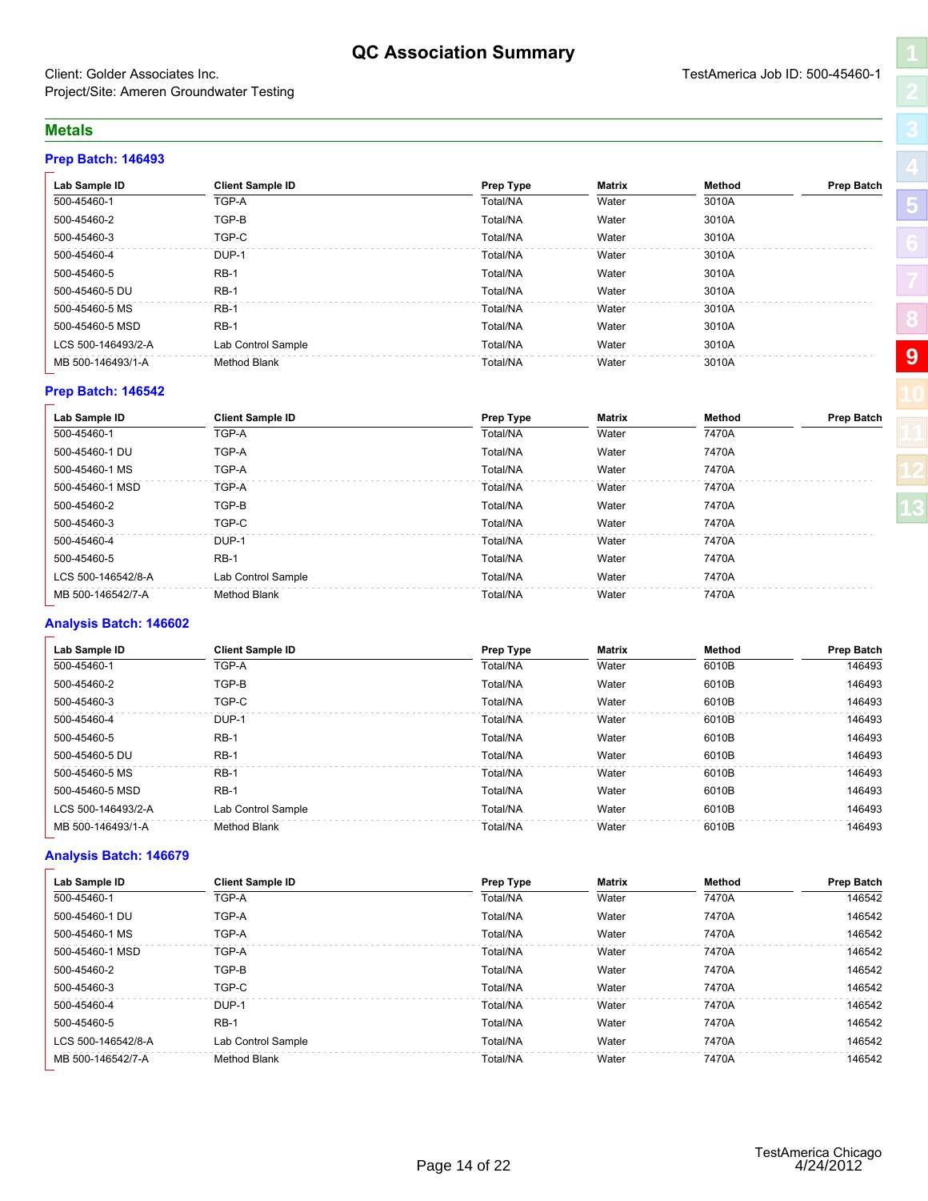# QC Association Summary

Client: Golder Associates Inc.
Project/Site: Ameren Groundwater Testing

TestAmerica Job ID: 500-45460-1

## Metals

### Prep Batch: 146493

| Lab Sample ID | Client Sample ID | Prep Type | Matrix | Method | Prep Batch |
|---|---|---|---|---|---|
| 500-45460-1 | TGP-A | Total/NA | Water | 3010A | |
| 500-45460-2 | TGP-B | Total/NA | Water | 3010A | |
| 500-45460-3 | TGP-C | Total/NA | Water | 3010A | |
| 500-45460-4 | DUP-1 | Total/NA | Water | 3010A | |
| 500-45460-5 | RB-1 | Total/NA | Water | 3010A | |
| 500-45460-5 DU | RB-1 | Total/NA | Water | 3010A | |
| 500-45460-5 MS | RB-1 | Total/NA | Water | 3010A | |
| 500-45460-5 MSD | RB-1 | Total/NA | Water | 3010A | |
| LCS 500-146493/2-A | Lab Control Sample | Total/NA | Water | 3010A | |
| MB 500-146493/1-A | Method Blank | Total/NA | Water | 3010A | |

### Prep Batch: 146542

| Lab Sample ID | Client Sample ID | Prep Type | Matrix | Method | Prep Batch |
|---|---|---|---|---|---|
| 500-45460-1 | TGP-A | Total/NA | Water | 7470A | |
| 500-45460-1 DU | TGP-A | Total/NA | Water | 7470A | |
| 500-45460-1 MS | TGP-A | Total/NA | Water | 7470A | |
| 500-45460-1 MSD | TGP-A | Total/NA | Water | 7470A | |
| 500-45460-2 | TGP-B | Total/NA | Water | 7470A | |
| 500-45460-3 | TGP-C | Total/NA | Water | 7470A | |
| 500-45460-4 | DUP-1 | Total/NA | Water | 7470A | |
| 500-45460-5 | RB-1 | Total/NA | Water | 7470A | |
| LCS 500-146542/8-A | Lab Control Sample | Total/NA | Water | 7470A | |
| MB 500-146542/7-A | Method Blank | Total/NA | Water | 7470A | |

### Analysis Batch: 146602

| Lab Sample ID | Client Sample ID | Prep Type | Matrix | Method | Prep Batch |
|---|---|---|---|---|---|
| 500-45460-1 | TGP-A | Total/NA | Water | 6010B | 146493 |
| 500-45460-2 | TGP-B | Total/NA | Water | 6010B | 146493 |
| 500-45460-3 | TGP-C | Total/NA | Water | 6010B | 146493 |
| 500-45460-4 | DUP-1 | Total/NA | Water | 6010B | 146493 |
| 500-45460-5 | RB-1 | Total/NA | Water | 6010B | 146493 |
| 500-45460-5 DU | RB-1 | Total/NA | Water | 6010B | 146493 |
| 500-45460-5 MS | RB-1 | Total/NA | Water | 6010B | 146493 |
| 500-45460-5 MSD | RB-1 | Total/NA | Water | 6010B | 146493 |
| LCS 500-146493/2-A | Lab Control Sample | Total/NA | Water | 6010B | 146493 |
| MB 500-146493/1-A | Method Blank | Total/NA | Water | 6010B | 146493 |

### Analysis Batch: 146679

| Lab Sample ID | Client Sample ID | Prep Type | Matrix | Method | Prep Batch |
|---|---|---|---|---|---|
| 500-45460-1 | TGP-A | Total/NA | Water | 7470A | 146542 |
| 500-45460-1 DU | TGP-A | Total/NA | Water | 7470A | 146542 |
| 500-45460-1 MS | TGP-A | Total/NA | Water | 7470A | 146542 |
| 500-45460-1 MSD | TGP-A | Total/NA | Water | 7470A | 146542 |
| 500-45460-2 | TGP-B | Total/NA | Water | 7470A | 146542 |
| 500-45460-3 | TGP-C | Total/NA | Water | 7470A | 146542 |
| 500-45460-4 | DUP-1 | Total/NA | Water | 7470A | 146542 |
| 500-45460-5 | RB-1 | Total/NA | Water | 7470A | 146542 |
| LCS 500-146542/8-A | Lab Control Sample | Total/NA | Water | 7470A | 146542 |
| MB 500-146542/7-A | Method Blank | Total/NA | Water | 7470A | 146542 |

TestAmerica Chicago
4/24/2012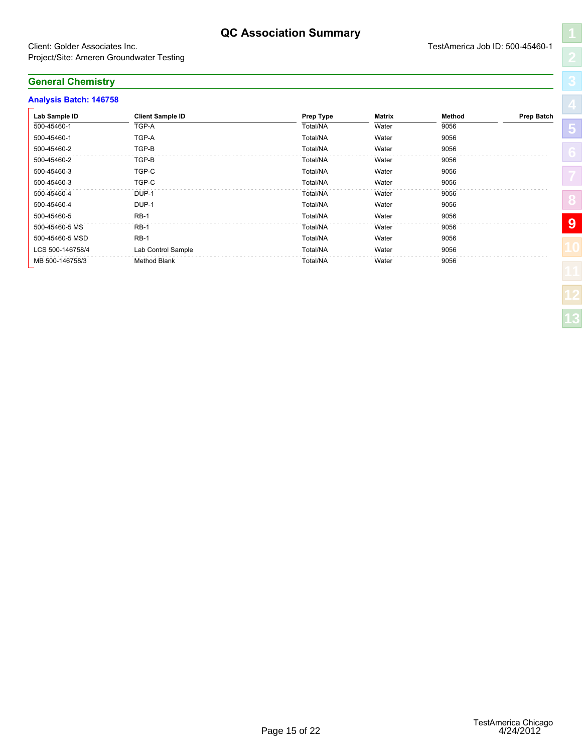# QC Association Summary

Client: Golder Associates Inc.
Project/Site: Ameren Groundwater Testing

TestAmerica Job ID: 500-45460-1

## General Chemistry

### Analysis Batch: 146758

| Lab Sample ID | Client Sample ID | Prep Type | Matrix | Method | Prep Batch |
|---|---|---|---|---|---|
| 500-45460-1 | TGP-A | Total/NA | Water | 9056 | |
| 500-45460-1 | TGP-A | Total/NA | Water | 9056 | |
| 500-45460-2 | TGP-B | Total/NA | Water | 9056 | |
| 500-45460-2 | TGP-B | Total/NA | Water | 9056 | |
| 500-45460-3 | TGP-C | Total/NA | Water | 9056 | |
| 500-45460-3 | TGP-C | Total/NA | Water | 9056 | |
| 500-45460-4 | DUP-1 | Total/NA | Water | 9056 | |
| 500-45460-4 | DUP-1 | Total/NA | Water | 9056 | |
| 500-45460-5 | RB-1 | Total/NA | Water | 9056 | |
| 500-45460-5 MS | RB-1 | Total/NA | Water | 9056 | |
| 500-45460-5 MSD | RB-1 | Total/NA | Water | 9056 | |
| LCS 500-146758/4 | Lab Control Sample | Total/NA | Water | 9056 | |
| MB 500-146758/3 | Method Blank | Total/NA | Water | 9056 | |

TestAmerica Chicago
4/24/2012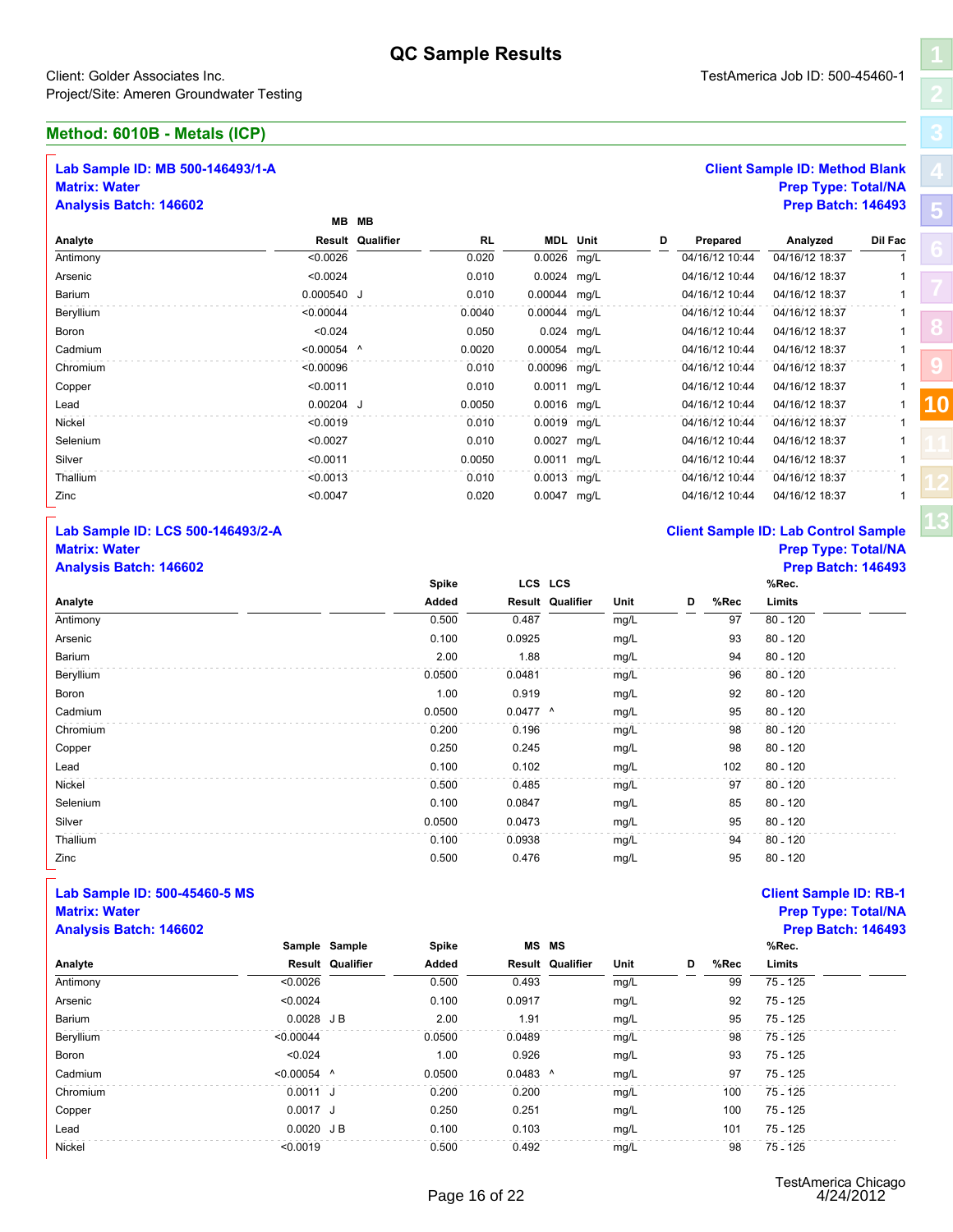# QC Sample Results

Client: Golder Associates Inc.
Project/Site: Ameren Groundwater Testing

TestAmerica Job ID: 500-45460-1

## Method: 6010B - Metals (ICP)

**Lab Sample ID: MB 500-146493/1-A**
**Matrix: Water**
**Analysis Batch: 146602**

**Client Sample ID: Method Blank**
**Prep Type: Total/NA**
**Prep Batch: 146493**

| Analyte | MB Result | MB Qualifier | RL | MDL | Unit | D | Prepared | Analyzed | Dil Fac |
|---|---|---|---|---|---|---|---|---|---|
| Antimony | <0.0026 | | 0.020 | 0.0026 | mg/L | | 04/16/12 10:44 | 04/16/12 18:37 | 1 |
| Arsenic | <0.0024 | | 0.010 | 0.0024 | mg/L | | 04/16/12 10:44 | 04/16/12 18:37 | 1 |
| Barium | 0.000540 | J | 0.010 | 0.00044 | mg/L | | 04/16/12 10:44 | 04/16/12 18:37 | 1 |
| Beryllium | <0.00044 | | 0.0040 | 0.00044 | mg/L | | 04/16/12 10:44 | 04/16/12 18:37 | 1 |
| Boron | <0.024 | | 0.050 | 0.024 | mg/L | | 04/16/12 10:44 | 04/16/12 18:37 | 1 |
| Cadmium | <0.00054 | ^ | 0.0020 | 0.00054 | mg/L | | 04/16/12 10:44 | 04/16/12 18:37 | 1 |
| Chromium | <0.00096 | | 0.010 | 0.00096 | mg/L | | 04/16/12 10:44 | 04/16/12 18:37 | 1 |
| Copper | <0.0011 | | 0.010 | 0.0011 | mg/L | | 04/16/12 10:44 | 04/16/12 18:37 | 1 |
| Lead | 0.00204 | J | 0.0050 | 0.0016 | mg/L | | 04/16/12 10:44 | 04/16/12 18:37 | 1 |
| Nickel | <0.0019 | | 0.010 | 0.0019 | mg/L | | 04/16/12 10:44 | 04/16/12 18:37 | 1 |
| Selenium | <0.0027 | | 0.010 | 0.0027 | mg/L | | 04/16/12 10:44 | 04/16/12 18:37 | 1 |
| Silver | <0.0011 | | 0.0050 | 0.0011 | mg/L | | 04/16/12 10:44 | 04/16/12 18:37 | 1 |
| Thallium | <0.0013 | | 0.010 | 0.0013 | mg/L | | 04/16/12 10:44 | 04/16/12 18:37 | 1 |
| Zinc | <0.0047 | | 0.020 | 0.0047 | mg/L | | 04/16/12 10:44 | 04/16/12 18:37 | 1 |

**Lab Sample ID: LCS 500-146493/2-A**
**Matrix: Water**
**Analysis Batch: 146602**

**Client Sample ID: Lab Control Sample**
**Prep Type: Total/NA**
**Prep Batch: 146493**

| Analyte | Spike Added | LCS Result | LCS Qualifier | Unit | D | %Rec | %Rec. Limits |
|---|---|---|---|---|---|---|---|
| Antimony | 0.500 | 0.487 | | mg/L | | 97 | 80 - 120 |
| Arsenic | 0.100 | 0.0925 | | mg/L | | 93 | 80 - 120 |
| Barium | 2.00 | 1.88 | | mg/L | | 94 | 80 - 120 |
| Beryllium | 0.0500 | 0.0481 | | mg/L | | 96 | 80 - 120 |
| Boron | 1.00 | 0.919 | | mg/L | | 92 | 80 - 120 |
| Cadmium | 0.0500 | 0.0477 | ^ | mg/L | | 95 | 80 - 120 |
| Chromium | 0.200 | 0.196 | | mg/L | | 98 | 80 - 120 |
| Copper | 0.250 | 0.245 | | mg/L | | 98 | 80 - 120 |
| Lead | 0.100 | 0.102 | | mg/L | | 102 | 80 - 120 |
| Nickel | 0.500 | 0.485 | | mg/L | | 97 | 80 - 120 |
| Selenium | 0.100 | 0.0847 | | mg/L | | 85 | 80 - 120 |
| Silver | 0.0500 | 0.0473 | | mg/L | | 95 | 80 - 120 |
| Thallium | 0.100 | 0.0938 | | mg/L | | 94 | 80 - 120 |
| Zinc | 0.500 | 0.476 | | mg/L | | 95 | 80 - 120 |

**Lab Sample ID: 500-45460-5 MS**
**Matrix: Water**
**Analysis Batch: 146602**

**Client Sample ID: RB-1**
**Prep Type: Total/NA**
**Prep Batch: 146493**

| Analyte | Sample Result | Sample Qualifier | Spike Added | MS Result | MS Qualifier | Unit | D | %Rec | %Rec. Limits |
|---|---|---|---|---|---|---|---|---|---|
| Antimony | <0.0026 | | 0.500 | 0.493 | | mg/L | | 99 | 75 - 125 |
| Arsenic | <0.0024 | | 0.100 | 0.0917 | | mg/L | | 92 | 75 - 125 |
| Barium | 0.0028 | J B | 2.00 | 1.91 | | mg/L | | 95 | 75 - 125 |
| Beryllium | <0.00044 | | 0.0500 | 0.0489 | | mg/L | | 98 | 75 - 125 |
| Boron | <0.024 | | 1.00 | 0.926 | | mg/L | | 93 | 75 - 125 |
| Cadmium | <0.00054 | ^ | 0.0500 | 0.0483 | ^ | mg/L | | 97 | 75 - 125 |
| Chromium | 0.0011 | J | 0.200 | 0.200 | | mg/L | | 100 | 75 - 125 |
| Copper | 0.0017 | J | 0.250 | 0.251 | | mg/L | | 100 | 75 - 125 |
| Lead | 0.0020 | J B | 0.100 | 0.103 | | mg/L | | 101 | 75 - 125 |
| Nickel | <0.0019 | | 0.500 | 0.492 | | mg/L | | 98 | 75 - 125 |

TestAmerica Chicago
4/24/2012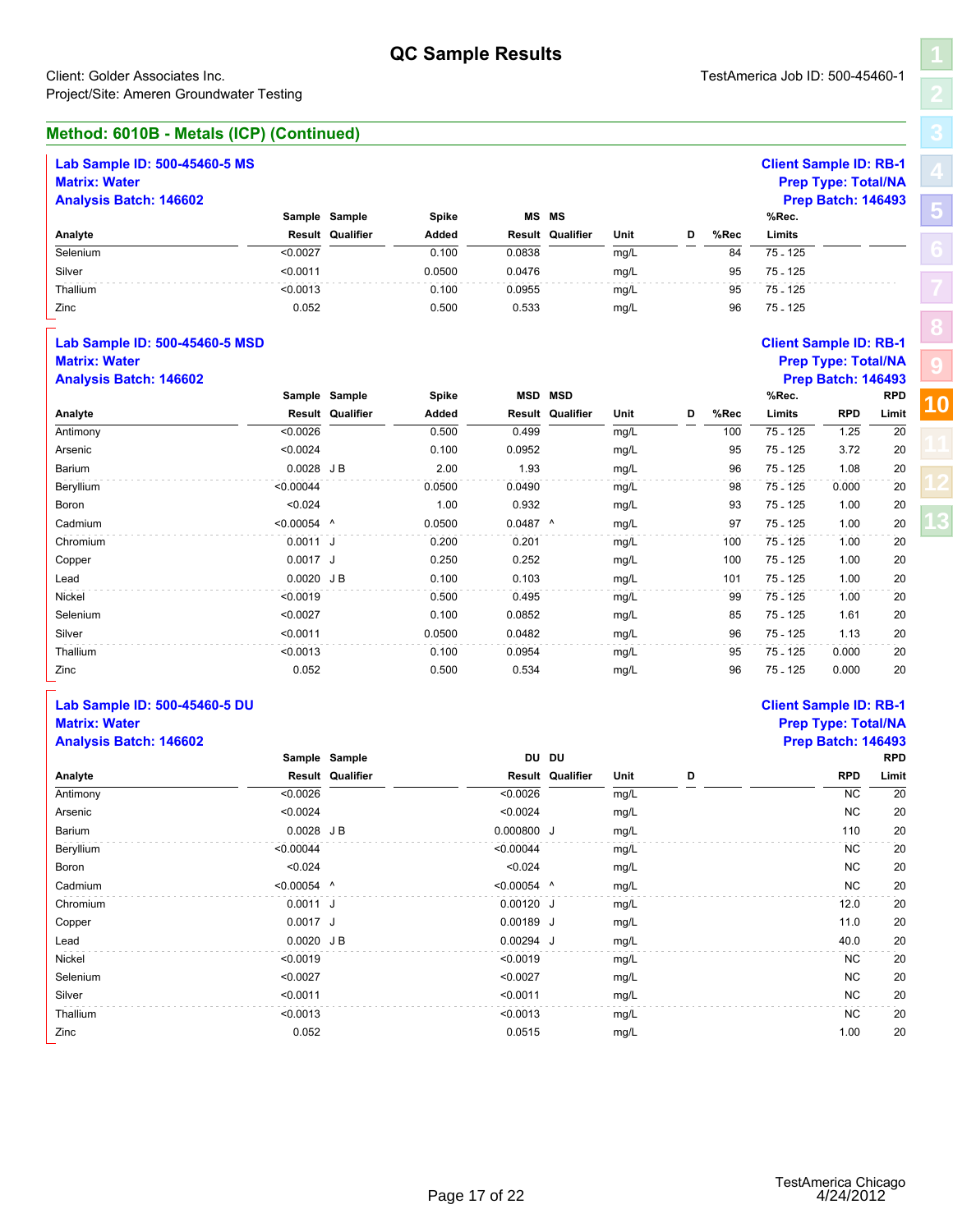# QC Sample Results

Client: Golder Associates Inc.
Project/Site: Ameren Groundwater Testing

TestAmerica Job ID: 500-45460-1

## Method: 6010B - Metals (ICP) (Continued)

**Lab Sample ID: 500-45460-5 MS**
**Matrix: Water**
**Analysis Batch: 146602**

**Client Sample ID: RB-1**
**Prep Type: Total/NA**
**Prep Batch: 146493**

| Analyte | Sample Result | Sample Qualifier | Spike Added | MS Result | MS Qualifier | Unit | D | %Rec | %Rec. Limits |
|---|---|---|---|---|---|---|---|---|---|
| Selenium | <0.0027 | | 0.100 | 0.0838 | | mg/L | | 84 | 75 - 125 |
| Silver | <0.0011 | | 0.0500 | 0.0476 | | mg/L | | 95 | 75 - 125 |
| Thallium | <0.0013 | | 0.100 | 0.0955 | | mg/L | | 95 | 75 - 125 |
| Zinc | 0.052 | | 0.500 | 0.533 | | mg/L | | 96 | 75 - 125 |

**Lab Sample ID: 500-45460-5 MSD**
**Matrix: Water**
**Analysis Batch: 146602**

**Client Sample ID: RB-1**
**Prep Type: Total/NA**
**Prep Batch: 146493**

| Analyte | Sample Result | Sample Qualifier | Spike Added | MSD Result | MSD Qualifier | Unit | D | %Rec | %Rec. Limits | RPD | RPD Limit |
|---|---|---|---|---|---|---|---|---|---|---|---|
| Antimony | <0.0026 | | 0.500 | 0.499 | | mg/L | | 100 | 75 - 125 | 1.25 | 20 |
| Arsenic | <0.0024 | | 0.100 | 0.0952 | | mg/L | | 95 | 75 - 125 | 3.72 | 20 |
| Barium | 0.0028 | J B | 2.00 | 1.93 | | mg/L | | 96 | 75 - 125 | 1.08 | 20 |
| Beryllium | <0.00044 | | 0.0500 | 0.0490 | | mg/L | | 98 | 75 - 125 | 0.000 | 20 |
| Boron | <0.024 | | 1.00 | 0.932 | | mg/L | | 93 | 75 - 125 | 1.00 | 20 |
| Cadmium | <0.00054 | ^ | 0.0500 | 0.0487 | ^ | mg/L | | 97 | 75 - 125 | 1.00 | 20 |
| Chromium | 0.0011 | J | 0.200 | 0.201 | | mg/L | | 100 | 75 - 125 | 1.00 | 20 |
| Copper | 0.0017 | J | 0.250 | 0.252 | | mg/L | | 100 | 75 - 125 | 1.00 | 20 |
| Lead | 0.0020 | J B | 0.100 | 0.103 | | mg/L | | 101 | 75 - 125 | 1.00 | 20 |
| Nickel | <0.0019 | | 0.500 | 0.495 | | mg/L | | 99 | 75 - 125 | 1.00 | 20 |
| Selenium | <0.0027 | | 0.100 | 0.0852 | | mg/L | | 85 | 75 - 125 | 1.61 | 20 |
| Silver | <0.0011 | | 0.0500 | 0.0482 | | mg/L | | 96 | 75 - 125 | 1.13 | 20 |
| Thallium | <0.0013 | | 0.100 | 0.0954 | | mg/L | | 95 | 75 - 125 | 0.000 | 20 |
| Zinc | 0.052 | | 0.500 | 0.534 | | mg/L | | 96 | 75 - 125 | 0.000 | 20 |

**Lab Sample ID: 500-45460-5 DU**
**Matrix: Water**
**Analysis Batch: 146602**

**Client Sample ID: RB-1**
**Prep Type: Total/NA**
**Prep Batch: 146493**

| Analyte | Sample Result | Sample Qualifier | DU Result | DU Qualifier | Unit | D | RPD | RPD Limit |
|---|---|---|---|---|---|---|---|---|
| Antimony | <0.0026 | | <0.0026 | | mg/L | | NC | 20 |
| Arsenic | <0.0024 | | <0.0024 | | mg/L | | NC | 20 |
| Barium | 0.0028 | J B | 0.000800 | J | mg/L | | 110 | 20 |
| Beryllium | <0.00044 | | <0.00044 | | mg/L | | NC | 20 |
| Boron | <0.024 | | <0.024 | | mg/L | | NC | 20 |
| Cadmium | <0.00054 | ^ | <0.00054 | ^ | mg/L | | NC | 20 |
| Chromium | 0.0011 | J | 0.00120 | J | mg/L | | 12.0 | 20 |
| Copper | 0.0017 | J | 0.00189 | J | mg/L | | 11.0 | 20 |
| Lead | 0.0020 | J B | 0.00294 | J | mg/L | | 40.0 | 20 |
| Nickel | <0.0019 | | <0.0019 | | mg/L | | NC | 20 |
| Selenium | <0.0027 | | <0.0027 | | mg/L | | NC | 20 |
| Silver | <0.0011 | | <0.0011 | | mg/L | | NC | 20 |
| Thallium | <0.0013 | | <0.0013 | | mg/L | | NC | 20 |
| Zinc | 0.052 | | 0.0515 | | mg/L | | 1.00 | 20 |

TestAmerica Chicago
4/24/2012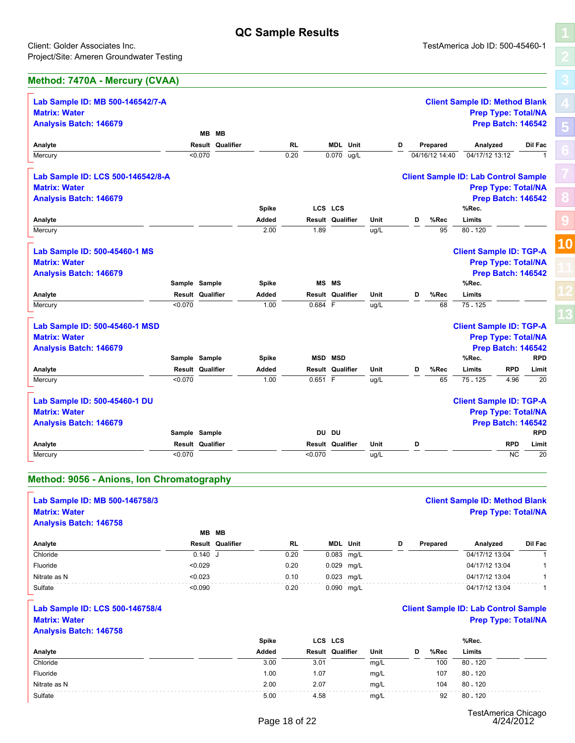# QC Sample Results

Client: Golder Associates Inc.
Project/Site: Ameren Groundwater Testing

TestAmerica Job ID: 500-45460-1

## Method: 7470A - Mercury (CVAA)

**Lab Sample ID: MB 500-146542/7-A**
**Matrix: Water**
**Analysis Batch: 146679**

**Client Sample ID: Method Blank**
**Prep Type: Total/NA**
**Prep Batch: 146542**

| Analyte | MB Result | MB Qualifier | RL | MDL | Unit | D | Prepared | Analyzed | Dil Fac |
|---|---|---|---|---|---|---|---|---|---|
| Mercury | <0.070 | | 0.20 | 0.070 | ug/L | | 04/16/12 14:40 | 04/17/12 13:12 | 1 |

**Lab Sample ID: LCS 500-146542/8-A**
**Matrix: Water**
**Analysis Batch: 146679**

**Client Sample ID: Lab Control Sample**
**Prep Type: Total/NA**
**Prep Batch: 146542**

| Analyte | Spike Added | LCS Result | LCS Qualifier | Unit | D | %Rec | %Rec. Limits |
|---|---|---|---|---|---|---|---|
| Mercury | 2.00 | 1.89 | | ug/L | | 95 | 80 - 120 |

**Lab Sample ID: 500-45460-1 MS**
**Matrix: Water**
**Analysis Batch: 146679**

**Client Sample ID: TGP-A**
**Prep Type: Total/NA**
**Prep Batch: 146542**

| Analyte | Sample Result | Sample Qualifier | Spike Added | MS Result | MS Qualifier | Unit | D | %Rec | %Rec. Limits |
|---|---|---|---|---|---|---|---|---|---|
| Mercury | <0.070 | | 1.00 | 0.684 | F | ug/L | | 68 | 75 - 125 |

**Lab Sample ID: 500-45460-1 MSD**
**Matrix: Water**
**Analysis Batch: 146679**

**Client Sample ID: TGP-A**
**Prep Type: Total/NA**
**Prep Batch: 146542**

| Analyte | Sample Result | Sample Qualifier | Spike Added | MSD Result | MSD Qualifier | Unit | D | %Rec | %Rec. Limits | RPD | RPD Limit |
|---|---|---|---|---|---|---|---|---|---|---|---|
| Mercury | <0.070 | | 1.00 | 0.651 | F | ug/L | | 65 | 75 - 125 | 4.96 | 20 |

**Lab Sample ID: 500-45460-1 DU**
**Matrix: Water**
**Analysis Batch: 146679**

**Client Sample ID: TGP-A**
**Prep Type: Total/NA**
**Prep Batch: 146542**

| Analyte | Sample Result | Sample Qualifier | DU Result | DU Qualifier | Unit | D | RPD | RPD Limit |
|---|---|---|---|---|---|---|---|---|
| Mercury | <0.070 | | <0.070 | | ug/L | | NC | 20 |

## Method: 9056 - Anions, Ion Chromatography

**Lab Sample ID: MB 500-146758/3**
**Matrix: Water**
**Analysis Batch: 146758**

**Client Sample ID: Method Blank**
**Prep Type: Total/NA**

| Analyte | MB Result | MB Qualifier | RL | MDL | Unit | D | Prepared | Analyzed | Dil Fac |
|---|---|---|---|---|---|---|---|---|---|
| Chloride | 0.140 | J | 0.20 | 0.083 | mg/L | | | 04/17/12 13:04 | 1 |
| Fluoride | <0.029 | | 0.20 | 0.029 | mg/L | | | 04/17/12 13:04 | 1 |
| Nitrate as N | <0.023 | | 0.10 | 0.023 | mg/L | | | 04/17/12 13:04 | 1 |
| Sulfate | <0.090 | | 0.20 | 0.090 | mg/L | | | 04/17/12 13:04 | 1 |

**Lab Sample ID: LCS 500-146758/4**
**Matrix: Water**
**Analysis Batch: 146758**

**Client Sample ID: Lab Control Sample**
**Prep Type: Total/NA**

| Analyte | Spike Added | LCS Result | LCS Qualifier | Unit | D | %Rec | %Rec. Limits |
|---|---|---|---|---|---|---|---|
| Chloride | 3.00 | 3.01 | | mg/L | | 100 | 80 - 120 |
| Fluoride | 1.00 | 1.07 | | mg/L | | 107 | 80 - 120 |
| Nitrate as N | 2.00 | 2.07 | | mg/L | | 104 | 80 - 120 |
| Sulfate | 5.00 | 4.58 | | mg/L | | 92 | 80 - 120 |

TestAmerica Chicago
4/24/2012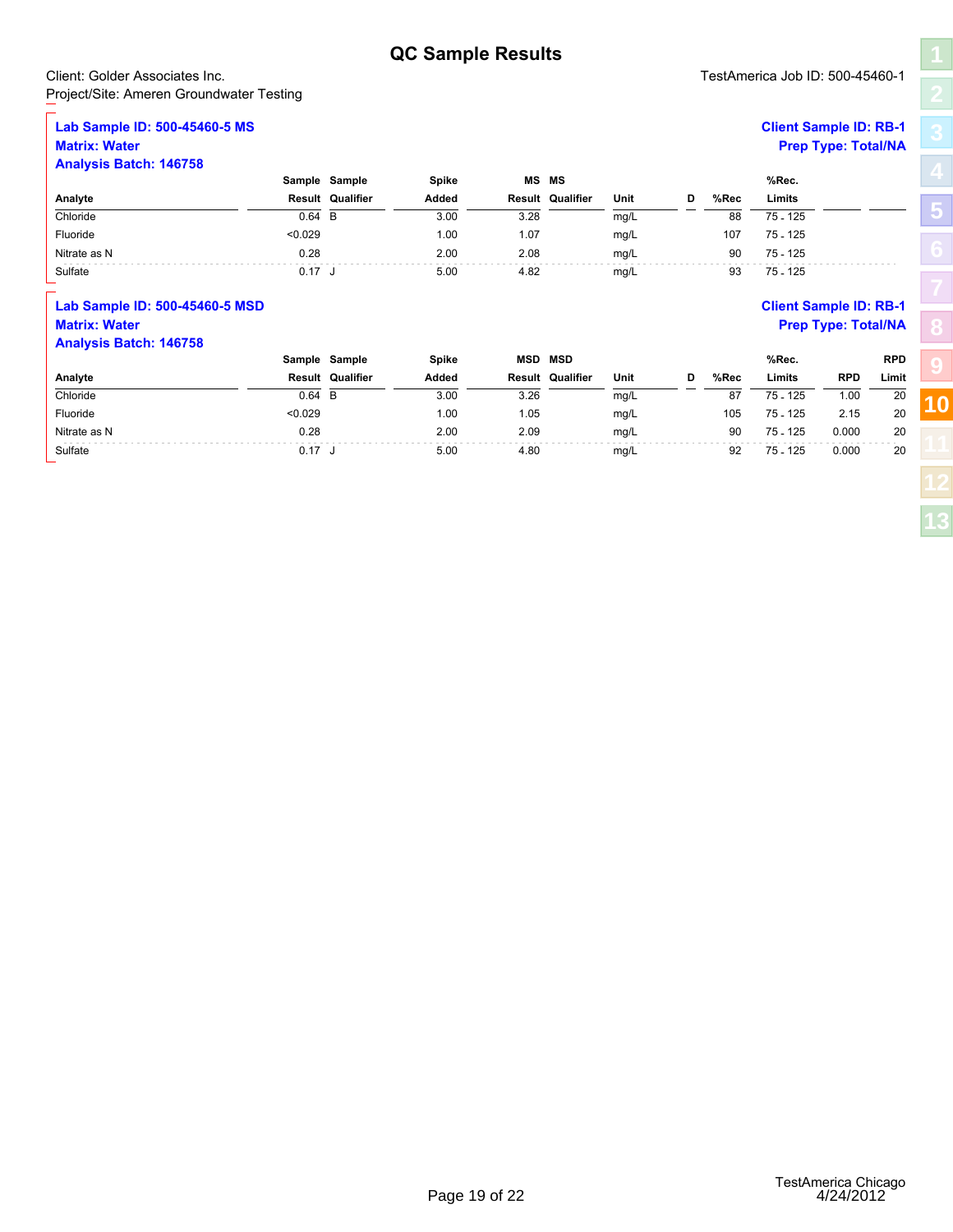# QC Sample Results

Client: Golder Associates Inc.
Project/Site: Ameren Groundwater Testing

TestAmerica Job ID: 500-45460-1

**Lab Sample ID: 500-45460-5 MS**
**Matrix: Water**
**Analysis Batch: 146758**

**Client Sample ID: RB-1**
**Prep Type: Total/NA**

| Analyte | Sample Result | Sample Qualifier | Spike Added | MS Result | MS Qualifier | Unit | D | %Rec | %Rec. Limits |
|---|---|---|---|---|---|---|---|---|---|
| Chloride | 0.64 | B | 3.00 | 3.28 | | mg/L | | 88 | 75 - 125 |
| Fluoride | <0.029 | | 1.00 | 1.07 | | mg/L | | 107 | 75 - 125 |
| Nitrate as N | 0.28 | | 2.00 | 2.08 | | mg/L | | 90 | 75 - 125 |
| Sulfate | 0.17 | J | 5.00 | 4.82 | | mg/L | | 93 | 75 - 125 |

**Lab Sample ID: 500-45460-5 MSD**
**Matrix: Water**
**Analysis Batch: 146758**

**Client Sample ID: RB-1**
**Prep Type: Total/NA**

| Analyte | Sample Result | Sample Qualifier | Spike Added | MSD Result | MSD Qualifier | Unit | D | %Rec | %Rec. Limits | RPD | RPD Limit |
|---|---|---|---|---|---|---|---|---|---|---|---|
| Chloride | 0.64 | B | 3.00 | 3.26 | | mg/L | | 87 | 75 - 125 | 1.00 | 20 |
| Fluoride | <0.029 | | 1.00 | 1.05 | | mg/L | | 105 | 75 - 125 | 2.15 | 20 |
| Nitrate as N | 0.28 | | 2.00 | 2.09 | | mg/L | | 90 | 75 - 125 | 0.000 | 20 |
| Sulfate | 0.17 | J | 5.00 | 4.80 | | mg/L | | 92 | 75 - 125 | 0.000 | 20 |

TestAmerica Chicago
4/24/2012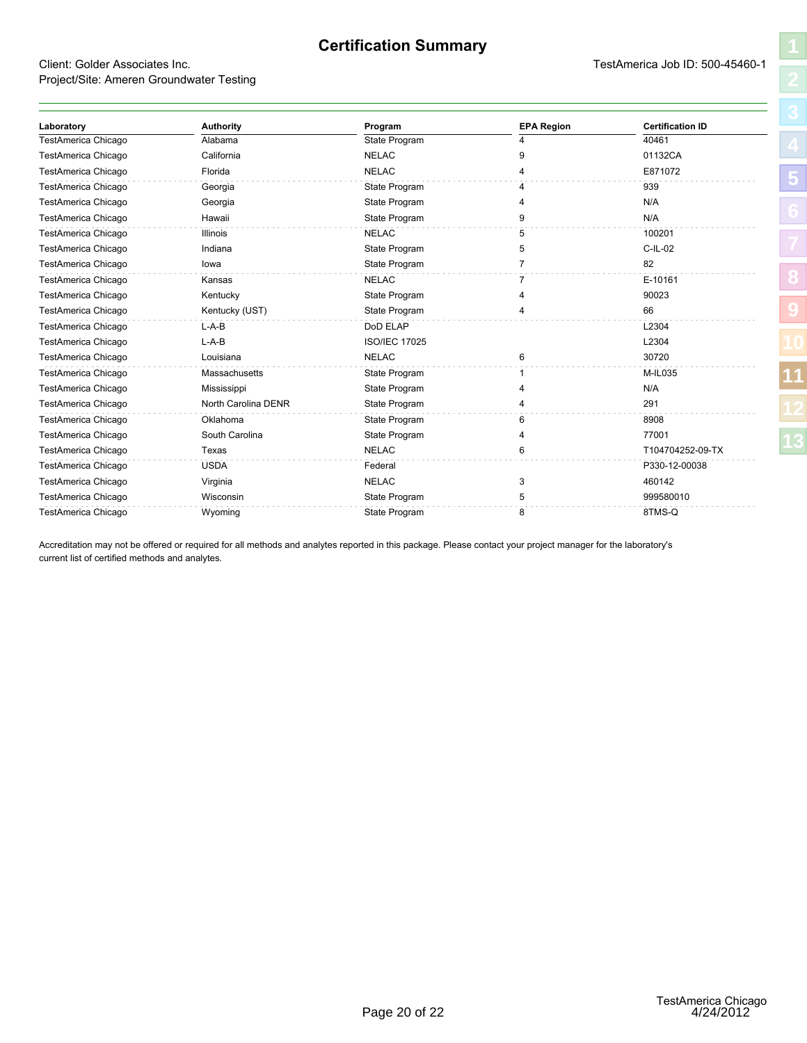# Certification Summary

Client: Golder Associates Inc.
Project/Site: Ameren Groundwater Testing

TestAmerica Job ID: 500-45460-1

| Laboratory | Authority | Program | EPA Region | Certification ID |
|---|---|---|---|---|
| TestAmerica Chicago | Alabama | State Program | 4 | 40461 |
| TestAmerica Chicago | California | NELAC | 9 | 01132CA |
| TestAmerica Chicago | Florida | NELAC | 4 | E871072 |
| TestAmerica Chicago | Georgia | State Program | 4 | 939 |
| TestAmerica Chicago | Georgia | State Program | 4 | N/A |
| TestAmerica Chicago | Hawaii | State Program | 9 | N/A |
| TestAmerica Chicago | Illinois | NELAC | 5 | 100201 |
| TestAmerica Chicago | Indiana | State Program | 5 | C-IL-02 |
| TestAmerica Chicago | Iowa | State Program | 7 | 82 |
| TestAmerica Chicago | Kansas | NELAC | 7 | E-10161 |
| TestAmerica Chicago | Kentucky | State Program | 4 | 90023 |
| TestAmerica Chicago | Kentucky (UST) | State Program | 4 | 66 |
| TestAmerica Chicago | L-A-B | DoD ELAP | | L2304 |
| TestAmerica Chicago | L-A-B | ISO/IEC 17025 | | L2304 |
| TestAmerica Chicago | Louisiana | NELAC | 6 | 30720 |
| TestAmerica Chicago | Massachusetts | State Program | 1 | M-IL035 |
| TestAmerica Chicago | Mississippi | State Program | 4 | N/A |
| TestAmerica Chicago | North Carolina DENR | State Program | 4 | 291 |
| TestAmerica Chicago | Oklahoma | State Program | 6 | 8908 |
| TestAmerica Chicago | South Carolina | State Program | 4 | 77001 |
| TestAmerica Chicago | Texas | NELAC | 6 | T104704252-09-TX |
| TestAmerica Chicago | USDA | Federal | | P330-12-00038 |
| TestAmerica Chicago | Virginia | NELAC | 3 | 460142 |
| TestAmerica Chicago | Wisconsin | State Program | 5 | 999580010 |
| TestAmerica Chicago | Wyoming | State Program | 8 | 8TMS-Q |

Accreditation may not be offered or required for all methods and analytes reported in this package. Please contact your project manager for the laboratory's current list of certified methods and analytes.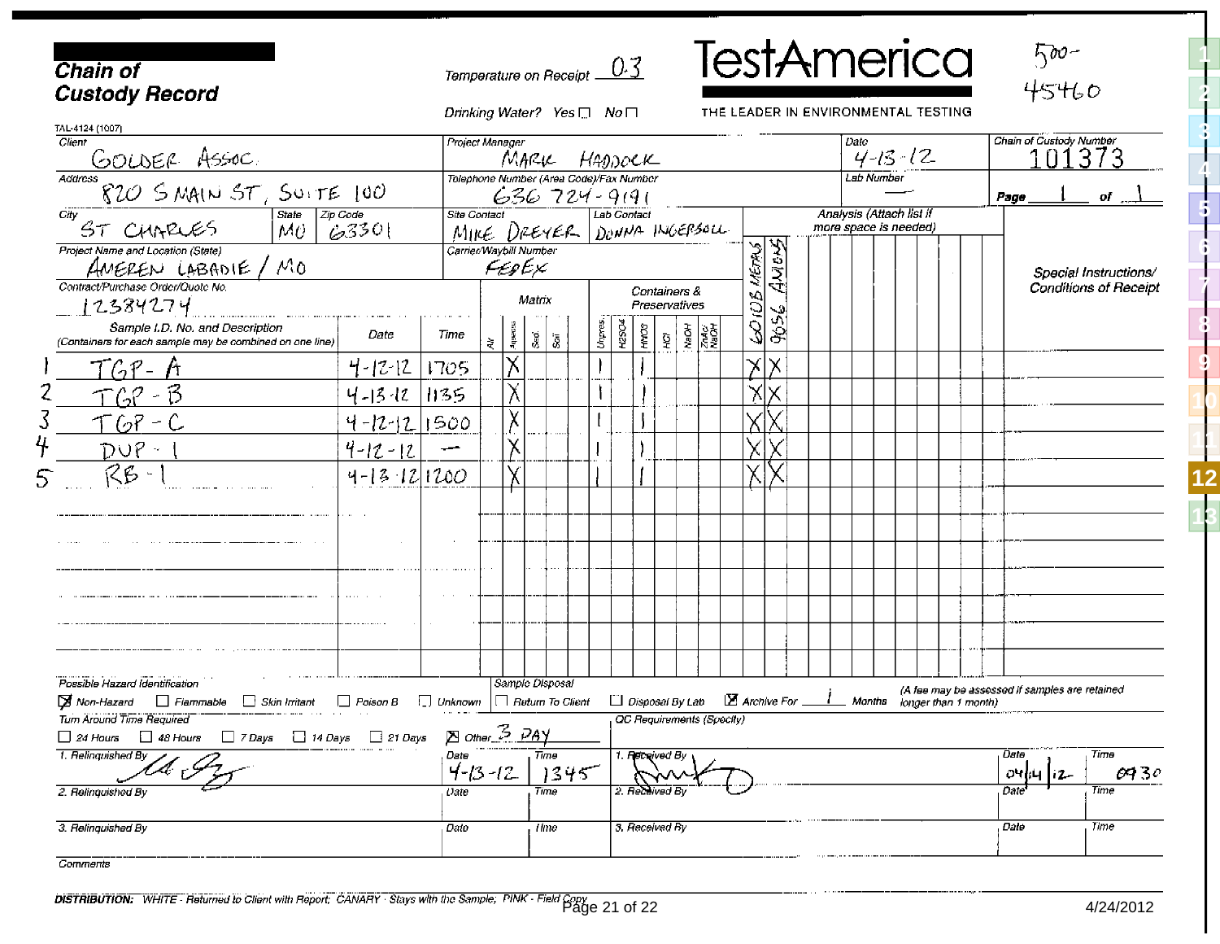# Chain of Custody Record

Temperature on Receipt 0.3

Drinking Water? Yes ☐ No ☐

**TestAmerica**

THE LEADER IN ENVIRONMENTAL TESTING

500-45460

TAL-4124 (1007)

| Client | Project Manager | Date | Chain of Custody Number |
|---|---|---|---|
| GOLDER ASSOC. | MARK HADDOCK | 4-13-12 | 101373 |

| Address | Telephone Number (Area Code)/Fax Number | Lab Number | Page |
|---|---|---|---|
| 820 S MAIN ST, SUITE 100 | 636 724-9191 | — | 1 of 1 |

| City | State | Zip Code | Site Contact | Lab Contact |
|---|---|---|---|---|
| ST CHARLES | MO | 63301 | MIKE DREYER | DONNA INGERSOLL |

Project Name and Location (State): AMEREN LABADIE / MO

Carrier/Waybill Number: FEDEX

Contract/Purchase Order/Quote No.: 12384274

Analysis (Attach list if more space is needed): 6010B METALS; 9056 ANIONS

Special Instructions/Conditions of Receipt

| | Sample I.D. No. and Description (Containers for each sample may be combined on one line) | Date | Time | Matrix: Air | Aqueous | Sed. | Soil | Unpres. | H2SO4 | HNO3 | HCl | NaOH | ZnAc/NaOH | 6010B METALS | 9056 ANIONS |
|---|---|---|---|---|---|---|---|---|---|---|---|---|---|---|---|
| 1 | TGP-A | 4-12-12 | 1705 | | X | | | 1 | | 1 | | | | X | X |
| 2 | TGP-B | 4-13-12 | 1135 | | X | | | 1 | | 1 | | | | X | X |
| 3 | TGP-C | 4-12-12 | 1500 | | X | | | 1 | | 1 | | | | X | X |
| 4 | DUP-1 | 4-12-12 | — | | X | | | 1 | | 1 | | | | X | X |
| 5 | RB-1 | 4-13-12 | 1200 | | X | | | 1 | | 1 | | | | X | X |

**Possible Hazard Identification:** ☒ Non-Hazard ☐ Flammable ☐ Skin Irritant ☐ Poison B ☐ Unknown

**Sample Disposal:** ☐ Return To Client ☐ Disposal By Lab ☒ Archive For 1 Months (A fee may be assessed if samples are retained longer than 1 month)

**Turn Around Time Required:** ☐ 24 Hours ☐ 48 Hours ☐ 7 Days ☐ 14 Days ☐ 21 Days ☒ Other 3 DAY

QC Requirements (Specify)

| 1. Relinquished By | Date | Time | 1. Received By | Date | Time |
|---|---|---|---|---|---|
| (signature) | 4-13-12 | 1345 | (signature) | 04/14/12 | 0930 |

| 2. Relinquished By | Date | Time | 2. Received By | Date | Time |
|---|---|---|---|---|---|
| | | | | | |

| 3. Relinquished By | Date | Time | 3. Received By | Date | Time |
|---|---|---|---|---|---|
| | | | | | |

Comments

**DISTRIBUTION:** WHITE - Returned to Client with Report; CANARY - Stays with the Sample; PINK - Field Copy

4/24/2012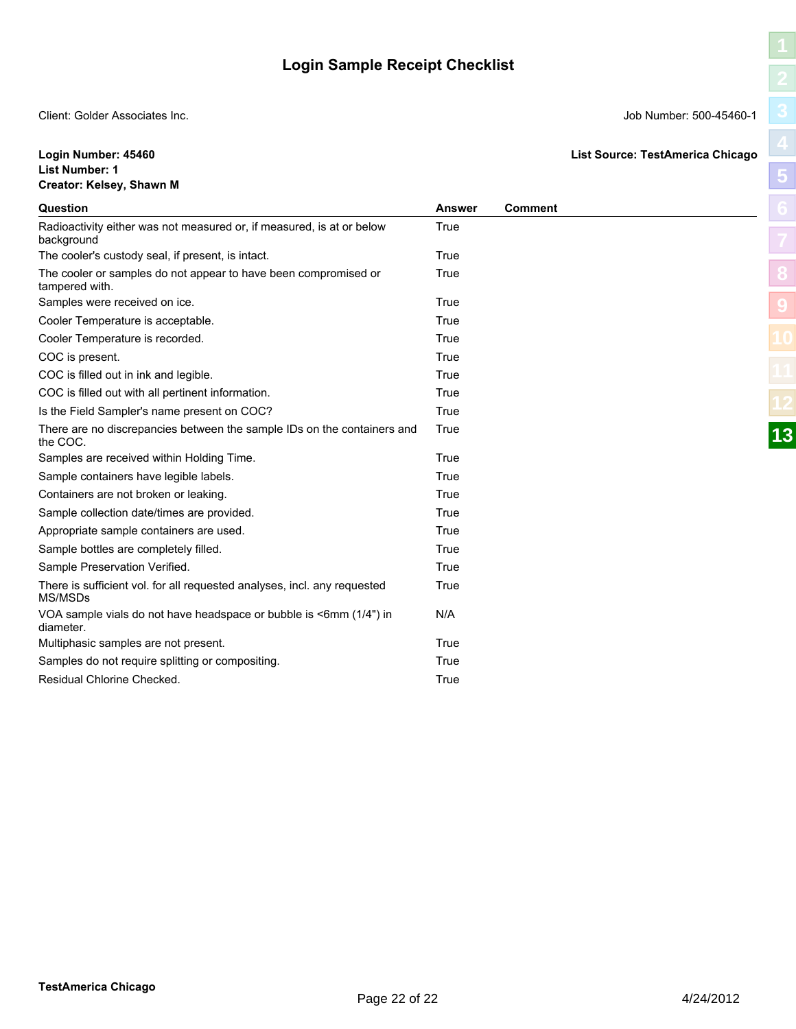# Login Sample Receipt Checklist

Client: Golder Associates Inc.

Job Number: 500-45460-1

**Login Number: 45460**
**List Number: 1**
**Creator: Kelsey, Shawn M**

**List Source: TestAmerica Chicago**

| Question | Answer | Comment |
| --- | --- | --- |
| Radioactivity either was not measured or, if measured, is at or below background | True | |
| The cooler's custody seal, if present, is intact. | True | |
| The cooler or samples do not appear to have been compromised or tampered with. | True | |
| Samples were received on ice. | True | |
| Cooler Temperature is acceptable. | True | |
| Cooler Temperature is recorded. | True | |
| COC is present. | True | |
| COC is filled out in ink and legible. | True | |
| COC is filled out with all pertinent information. | True | |
| Is the Field Sampler's name present on COC? | True | |
| There are no discrepancies between the sample IDs on the containers and the COC. | True | |
| Samples are received within Holding Time. | True | |
| Sample containers have legible labels. | True | |
| Containers are not broken or leaking. | True | |
| Sample collection date/times are provided. | True | |
| Appropriate sample containers are used. | True | |
| Sample bottles are completely filled. | True | |
| Sample Preservation Verified. | True | |
| There is sufficient vol. for all requested analyses, incl. any requested MS/MSDs | True | |
| VOA sample vials do not have headspace or bubble is <6mm (1/4") in diameter. | N/A | |
| Multiphasic samples are not present. | True | |
| Samples do not require splitting or compositing. | True | |
| Residual Chlorine Checked. | True | |

**TestAmerica Chicago**

4/24/2012